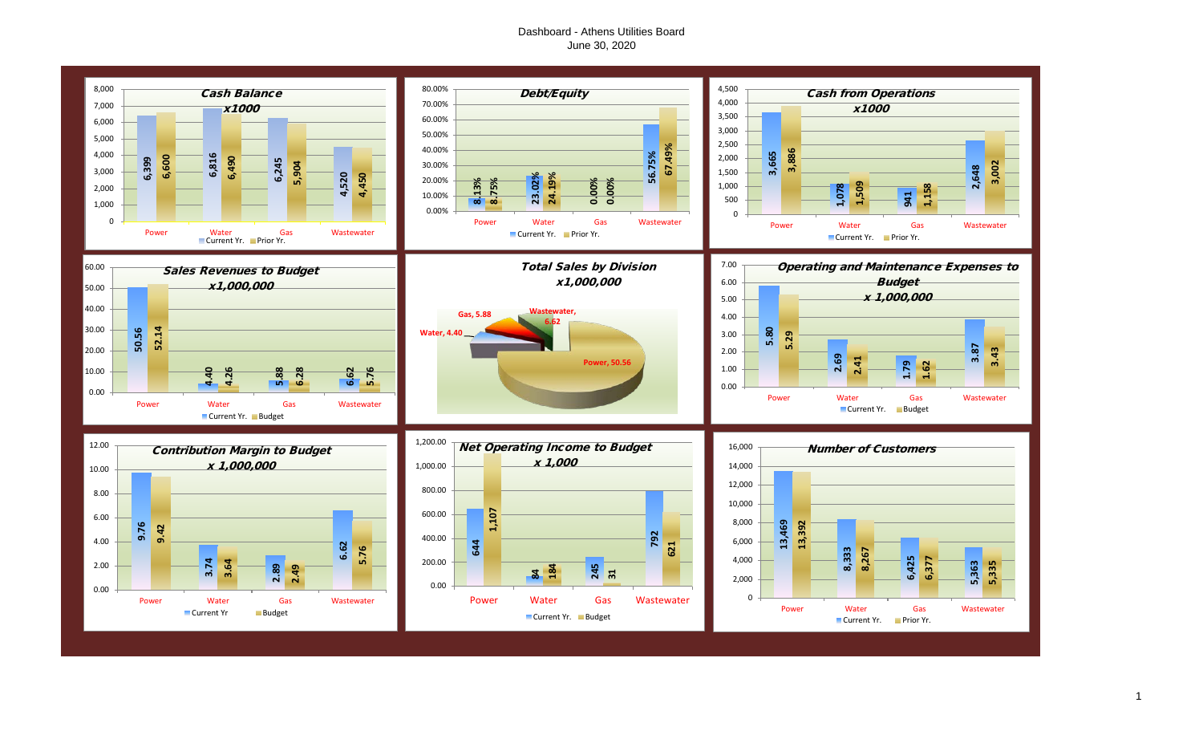# Dashboard - Athens Utilities Board

June 30, 2020

## Cash Balance x1000

| | Power | Water | Gas | Wastewater |
|---|---|---|---|---|
| Current Yr. | 6,399 | 6,816 | 6,245 | 4,520 |
| Prior Yr. | 6,600 | 6,490 | 5,904 | 4,450 |

## Debt/Equity

| | Power | Water | Gas | Wastewater |
|---|---|---|---|---|
| Current Yr. | 8.13% | 23.02% | 0.00% | 56.75% |
| Prior Yr. | 8.75% | 24.19% | 0.00% | 67.49% |

## Cash from Operations x1000

| | Power | Water | Gas | Wastewater |
|---|---|---|---|---|
| Current Yr. | 3,665 | 1,078 | 941 | 2,648 |
| Prior Yr. | 3,886 | 1,509 | 1,158 | 3,002 |

## Sales Revenues to Budget x1,000,000

| | Power | Water | Gas | Wastewater |
|---|---|---|---|---|
| Current Yr. | 50.56 | 4.40 | 5.88 | 6.62 |
| Budget | 52.14 | 4.26 | 6.28 | 5.76 |

## Total Sales by Division x1,000,000

| Division | Sales |
|---|---|
| Power | 50.56 |
| Water | 4.40 |
| Gas | 5.88 |
| Wastewater | 6.62 |

## Operating and Maintenance Expenses to Budget x 1,000,000

| | Power | Water | Gas | Wastewater |
|---|---|---|---|---|
| Current Yr. | 5.80 | 2.69 | 1.79 | 3.87 |
| Budget | 5.29 | 2.41 | 1.62 | 3.43 |

## Contribution Margin to Budget x 1,000,000

| | Power | Water | Gas | Wastewater |
|---|---|---|---|---|
| Current Yr | 9.76 | 3.74 | 2.89 | 6.62 |
| Budget | 9.42 | 3.64 | 2.49 | 5.76 |

## Net Operating Income to Budget x 1,000

| | Power | Water | Gas | Wastewater |
|---|---|---|---|---|
| Current Yr. | 644 | 84 | 245 | 792 |
| Budget | 1,107 | 184 | 31 | 621 |

## Number of Customers

| | Power | Water | Gas | Wastewater |
|---|---|---|---|---|
| Current Yr. | 13,469 | 8,333 | 6,425 | 5,363 |
| Prior Yr. | 13,392 | 8,267 | 6,377 | 5,335 |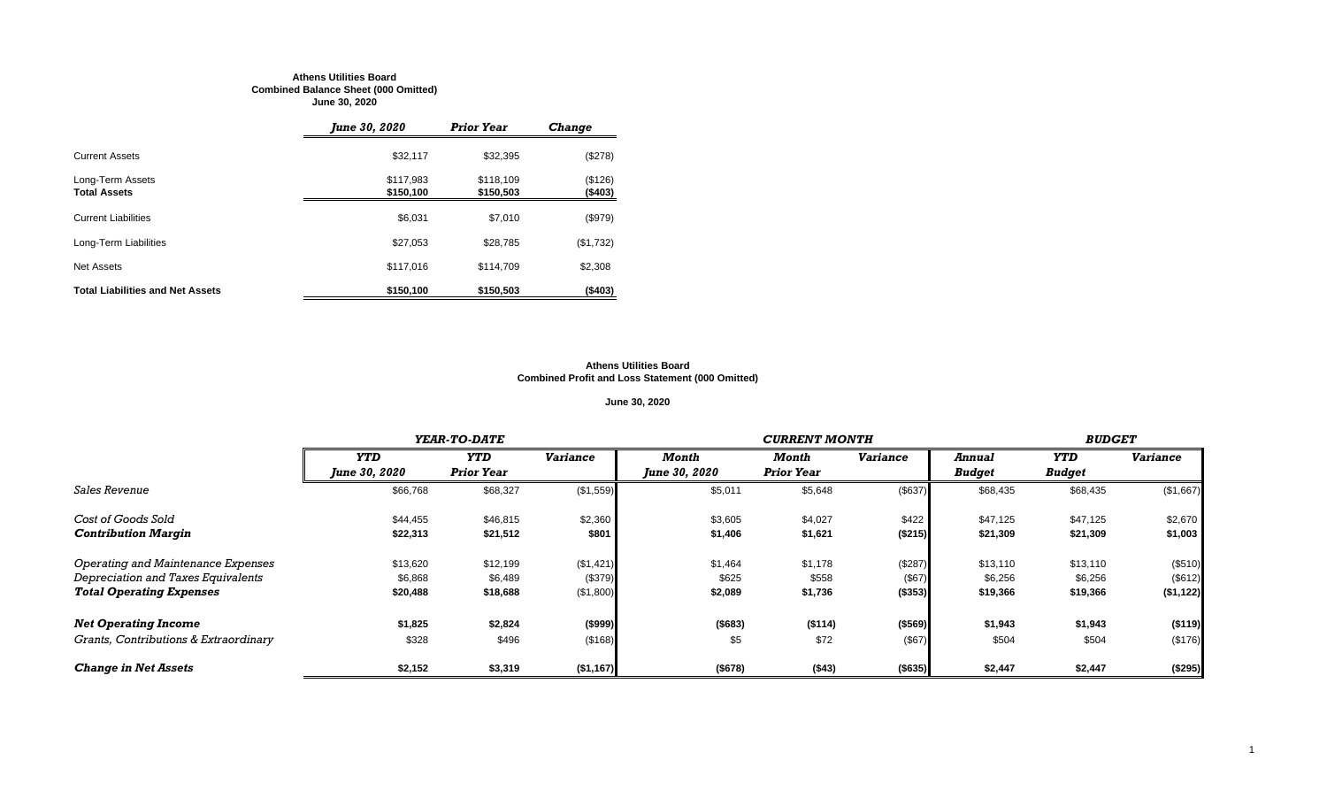**Athens Utilities Board**
**Combined Balance Sheet (000 Omitted)**
**June 30, 2020**

| | *June 30, 2020* | *Prior Year* | *Change* |
|---|---|---|---|
| Current Assets | $32,117 | $32,395 | ($278) |
| Long-Term Assets | $117,983 | $118,109 | ($126) |
| **Total Assets** | **$150,100** | **$150,503** | **($403)** |
| Current Liabilities | $6,031 | $7,010 | ($979) |
| Long-Term Liabilities | $27,053 | $28,785 | ($1,732) |
| Net Assets | $117,016 | $114,709 | $2,308 |
| **Total Liabilities and Net Assets** | **$150,100** | **$150,503** | **($403)** |

**Athens Utilities Board**
**Combined Profit and Loss Statement (000 Omitted)**

**June 30, 2020**

| | ***YEAR-TO-DATE*** | | | ***CURRENT MONTH*** | | | ***BUDGET*** | | |
|---|---|---|---|---|---|---|---|---|---|
| | ***YTD June 30, 2020*** | ***YTD Prior Year*** | ***Variance*** | ***Month June 30, 2020*** | ***Month Prior Year*** | ***Variance*** | ***Annual Budget*** | ***YTD Budget*** | ***Variance*** |
| *Sales Revenue* | $66,768 | $68,327 | ($1,559) | $5,011 | $5,648 | ($637) | $68,435 | $68,435 | ($1,667) |
| *Cost of Goods Sold* | $44,455 | $46,815 | $2,360 | $3,605 | $4,027 | $422 | $47,125 | $47,125 | $2,670 |
| ***Contribution Margin*** | **$22,313** | **$21,512** | **$801** | **$1,406** | **$1,621** | **($215)** | **$21,309** | **$21,309** | **$1,003** |
| *Operating and Maintenance Expenses* | $13,620 | $12,199 | ($1,421) | $1,464 | $1,178 | ($287) | $13,110 | $13,110 | ($510) |
| *Depreciation and Taxes Equivalents* | $6,868 | $6,489 | ($379) | $625 | $558 | ($67) | $6,256 | $6,256 | ($612) |
| ***Total Operating Expenses*** | **$20,488** | **$18,688** | **($1,800)** | **$2,089** | **$1,736** | **($353)** | **$19,366** | **$19,366** | **($1,122)** |
| ***Net Operating Income*** | **$1,825** | **$2,824** | **($999)** | **($683)** | **($114)** | **($569)** | **$1,943** | **$1,943** | **($119)** |
| *Grants, Contributions & Extraordinary* | $328 | $496 | ($168) | $5 | $72 | ($67) | $504 | $504 | ($176) |
| ***Change in Net Assets*** | **$2,152** | **$3,319** | **($1,167)** | **($678)** | **($43)** | **($635)** | **$2,447** | **$2,447** | **($295)** |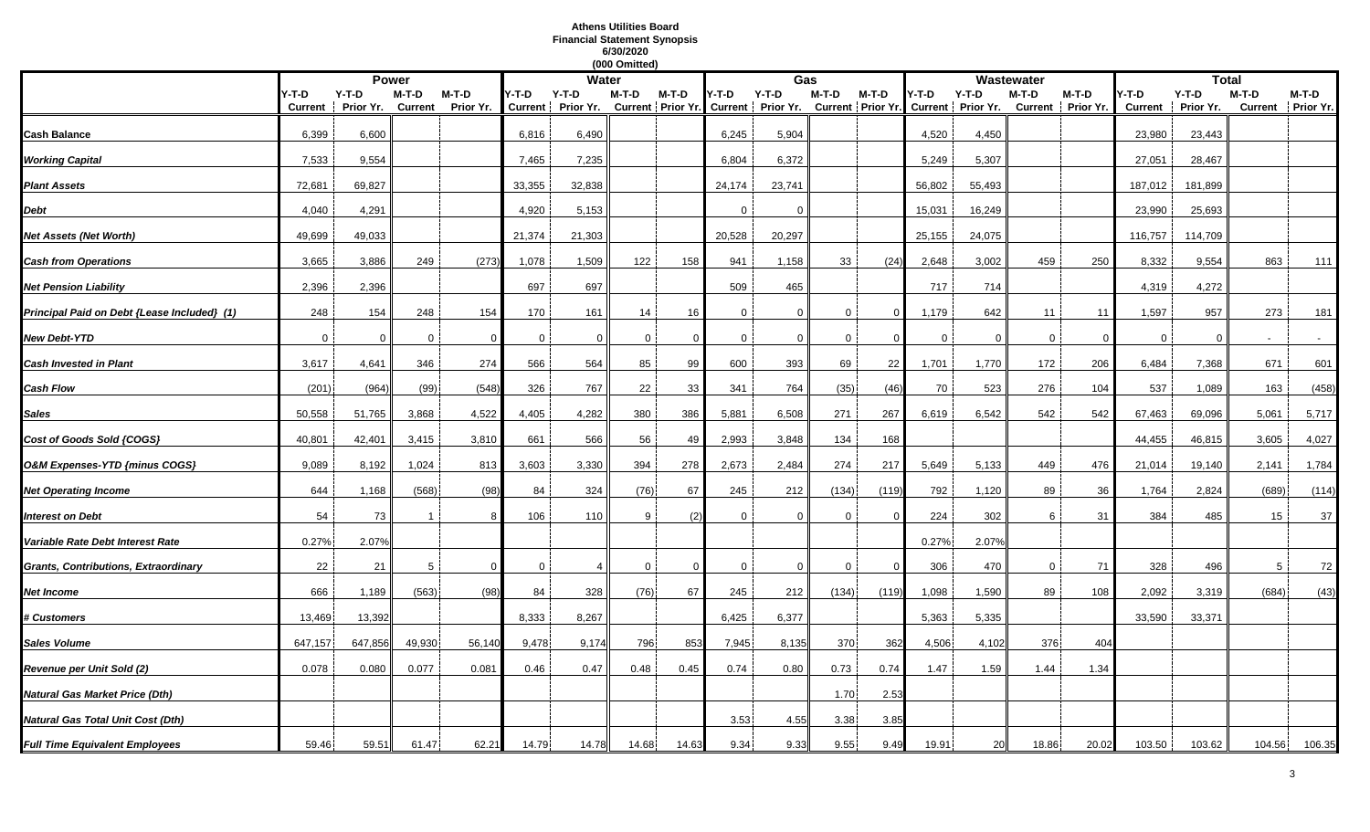# Athens Utilities Board
## Financial Statement Synopsis
### 6/30/2020
### (000 Omitted)

| | Power | | | | Water | | | | Gas | | | | Wastewater | | | | Total | | | |
|---|---|---|---|---|---|---|---|---|---|---|---|---|---|---|---|---|---|---|---|---|
| | Y-T-D Current | Y-T-D Prior Yr. | M-T-D Current | M-T-D Prior Yr. | Y-T-D Current | Y-T-D Prior Yr. | M-T-D Current | M-T-D Prior Yr. | Y-T-D Current | Y-T-D Prior Yr. | M-T-D Current | M-T-D Prior Yr. | Y-T-D Current | Y-T-D Prior Yr. | M-T-D Current | M-T-D Prior Yr. | Y-T-D Current | Y-T-D Prior Yr. | M-T-D Current | M-T-D Prior Yr. |
| **Cash Balance** | 6,399 | 6,600 | | | 6,816 | 6,490 | | | 6,245 | 5,904 | | | 4,520 | 4,450 | | | 23,980 | 23,443 | | |
| ***Working Capital*** | 7,533 | 9,554 | | | 7,465 | 7,235 | | | 6,804 | 6,372 | | | 5,249 | 5,307 | | | 27,051 | 28,467 | | |
| ***Plant Assets*** | 72,681 | 69,827 | | | 33,355 | 32,838 | | | 24,174 | 23,741 | | | 56,802 | 55,493 | | | 187,012 | 181,899 | | |
| ***Debt*** | 4,040 | 4,291 | | | 4,920 | 5,153 | | | 0 | 0 | | | 15,031 | 16,249 | | | 23,990 | 25,693 | | |
| ***Net Assets (Net Worth)*** | 49,699 | 49,033 | | | 21,374 | 21,303 | | | 20,528 | 20,297 | | | 25,155 | 24,075 | | | 116,757 | 114,709 | | |
| ***Cash from Operations*** | 3,665 | 3,886 | 249 | (273) | 1,078 | 1,509 | 122 | 158 | 941 | 1,158 | 33 | (24) | 2,648 | 3,002 | 459 | 250 | 8,332 | 9,554 | 863 | 111 |
| ***Net Pension Liability*** | 2,396 | 2,396 | | | 697 | 697 | | | 509 | 465 | | | 717 | 714 | | | 4,319 | 4,272 | | |
| ***Principal Paid on Debt {Lease Included} (1)*** | 248 | 154 | 248 | 154 | 170 | 161 | 14 | 16 | 0 | 0 | 0 | 0 | 1,179 | 642 | 11 | 11 | 1,597 | 957 | 273 | 181 |
| ***New Debt-YTD*** | 0 | 0 | 0 | 0 | 0 | 0 | 0 | 0 | 0 | 0 | 0 | 0 | 0 | 0 | 0 | 0 | 0 | 0 | - | - |
| ***Cash Invested in Plant*** | 3,617 | 4,641 | 346 | 274 | 566 | 564 | 85 | 99 | 600 | 393 | 69 | 22 | 1,701 | 1,770 | 172 | 206 | 6,484 | 7,368 | 671 | 601 |
| ***Cash Flow*** | (201) | (964) | (99) | (548) | 326 | 767 | 22 | 33 | 341 | 764 | (35) | (46) | 70 | 523 | 276 | 104 | 537 | 1,089 | 163 | (458) |
| ***Sales*** | 50,558 | 51,765 | 3,868 | 4,522 | 4,405 | 4,282 | 380 | 386 | 5,881 | 6,508 | 271 | 267 | 6,619 | 6,542 | 542 | 542 | 67,463 | 69,096 | 5,061 | 5,717 |
| ***Cost of Goods Sold {COGS}*** | 40,801 | 42,401 | 3,415 | 3,810 | 661 | 566 | 56 | 49 | 2,993 | 3,848 | 134 | 168 | | | | | 44,455 | 46,815 | 3,605 | 4,027 |
| ***O&M Expenses-YTD {minus COGS}*** | 9,089 | 8,192 | 1,024 | 813 | 3,603 | 3,330 | 394 | 278 | 2,673 | 2,484 | 274 | 217 | 5,649 | 5,133 | 449 | 476 | 21,014 | 19,140 | 2,141 | 1,784 |
| ***Net Operating Income*** | 644 | 1,168 | (568) | (98) | 84 | 324 | (76) | 67 | 245 | 212 | (134) | (119) | 792 | 1,120 | 89 | 36 | 1,764 | 2,824 | (689) | (114) |
| ***Interest on Debt*** | 54 | 73 | 1 | 8 | 106 | 110 | 9 | (2) | 0 | 0 | 0 | 0 | 224 | 302 | 6 | 31 | 384 | 485 | 15 | 37 |
| ***Variable Rate Debt Interest Rate*** | 0.27% | 2.07% | | | | | | | | | | | 0.27% | 2.07% | | | | | | |
| ***Grants, Contributions, Extraordinary*** | 22 | 21 | 5 | 0 | 0 | 4 | 0 | 0 | 0 | 0 | 0 | 0 | 306 | 470 | 0 | 71 | 328 | 496 | 5 | 72 |
| ***Net Income*** | 666 | 1,189 | (563) | (98) | 84 | 328 | (76) | 67 | 245 | 212 | (134) | (119) | 1,098 | 1,590 | 89 | 108 | 2,092 | 3,319 | (684) | (43) |
| ***# Customers*** | 13,469 | 13,392 | | | 8,333 | 8,267 | | | 6,425 | 6,377 | | | 5,363 | 5,335 | | | 33,590 | 33,371 | | |
| ***Sales Volume*** | 647,157 | 647,856 | 49,930 | 56,140 | 9,478 | 9,174 | 796 | 853 | 7,945 | 8,135 | 370 | 362 | 4,506 | 4,102 | 376 | 404 | | | | |
| ***Revenue per Unit Sold (2)*** | 0.078 | 0.080 | 0.077 | 0.081 | 0.46 | 0.47 | 0.48 | 0.45 | 0.74 | 0.80 | 0.73 | 0.74 | 1.47 | 1.59 | 1.44 | 1.34 | | | | |
| ***Natural Gas Market Price (Dth)*** | | | | | | | | | | | 1.70 | 2.53 | | | | | | | | |
| ***Natural Gas Total Unit Cost (Dth)*** | | | | | | | | | 3.53 | 4.55 | 3.38 | 3.85 | | | | | | | | |
| ***Full Time Equivalent Employees*** | 59.46 | 59.51 | 61.47 | 62.21 | 14.79 | 14.78 | 14.68 | 14.63 | 9.34 | 9.33 | 9.55 | 9.49 | 19.91 | 20 | 18.86 | 20.02 | 103.50 | 103.62 | 104.56 | 106.35 |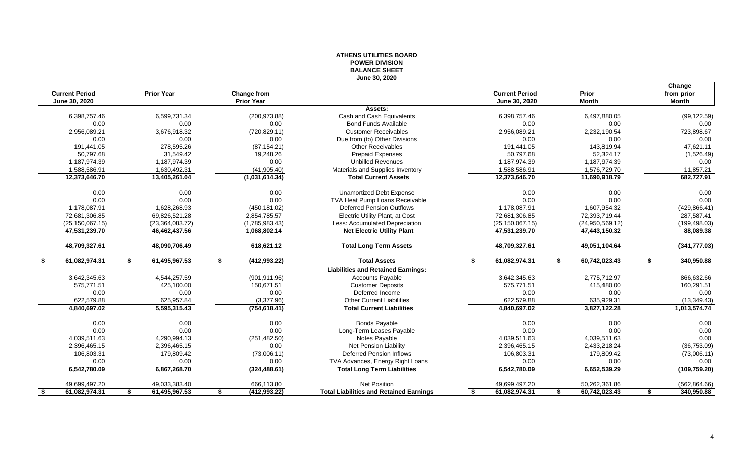# ATHENS UTILITIES BOARD
## POWER DIVISION
## BALANCE SHEET
### June 30, 2020

| Current Period June 30, 2020 | Prior Year | Change from Prior Year | | Current Period June 30, 2020 | Prior Month | Change from prior Month |
|---|---|---|---|---|---|---|
| | | | **Assets:** | | | |
| 6,398,757.46 | 6,599,731.34 | (200,973.88) | Cash and Cash Equivalents | 6,398,757.46 | 6,497,880.05 | (99,122.59) |
| 0.00 | 0.00 | 0.00 | Bond Funds Available | 0.00 | 0.00 | 0.00 |
| 2,956,089.21 | 3,676,918.32 | (720,829.11) | Customer Receivables | 2,956,089.21 | 2,232,190.54 | 723,898.67 |
| 0.00 | 0.00 | 0.00 | Due from (to) Other Divisions | 0.00 | 0.00 | 0.00 |
| 191,441.05 | 278,595.26 | (87,154.21) | Other Receivables | 191,441.05 | 143,819.94 | 47,621.11 |
| 50,797.68 | 31,549.42 | 19,248.26 | Prepaid Expenses | 50,797.68 | 52,324.17 | (1,526.49) |
| 1,187,974.39 | 1,187,974.39 | 0.00 | Unbilled Revenues | 1,187,974.39 | 1,187,974.39 | 0.00 |
| 1,588,586.91 | 1,630,492.31 | (41,905.40) | Materials and Supplies Inventory | 1,588,586.91 | 1,576,729.70 | 11,857.21 |
| **12,373,646.70** | **13,405,261.04** | **(1,031,614.34)** | **Total Current Assets** | **12,373,646.70** | **11,690,918.79** | **682,727.91** |
| 0.00 | 0.00 | 0.00 | Unamortized Debt Expense | 0.00 | 0.00 | 0.00 |
| 0.00 | 0.00 | 0.00 | TVA Heat Pump Loans Receivable | 0.00 | 0.00 | 0.00 |
| 1,178,087.91 | 1,628,268.93 | (450,181.02) | Deferred Pension Outflows | 1,178,087.91 | 1,607,954.32 | (429,866.41) |
| 72,681,306.85 | 69,826,521.28 | 2,854,785.57 | Electric Utility Plant, at Cost | 72,681,306.85 | 72,393,719.44 | 287,587.41 |
| (25,150,067.15) | (23,364,083.72) | (1,785,983.43) | Less: Accumulated Depreciation | (25,150,067.15) | (24,950,569.12) | (199,498.03) |
| **47,531,239.70** | **46,462,437.56** | **1,068,802.14** | **Net Electric Utility Plant** | **47,531,239.70** | **47,443,150.32** | **88,089.38** |
| **48,709,327.61** | **48,090,706.49** | **618,621.12** | **Total Long Term Assets** | **48,709,327.61** | **49,051,104.64** | **(341,777.03)** |
| **$ 61,082,974.31** | **$ 61,495,967.53** | **$ (412,993.22)** | **Total Assets** | **$ 61,082,974.31** | **$ 60,742,023.43** | **$ 340,950.88** |
| | | | **Liabilities and Retained Earnings:** | | | |
| 3,642,345.63 | 4,544,257.59 | (901,911.96) | Accounts Payable | 3,642,345.63 | 2,775,712.97 | 866,632.66 |
| 575,771.51 | 425,100.00 | 150,671.51 | Customer Deposits | 575,771.51 | 415,480.00 | 160,291.51 |
| 0.00 | 0.00 | 0.00 | Deferred Income | 0.00 | 0.00 | 0.00 |
| 622,579.88 | 625,957.84 | (3,377.96) | Other Current Liabilities | 622,579.88 | 635,929.31 | (13,349.43) |
| **4,840,697.02** | **5,595,315.43** | **(754,618.41)** | **Total Current Liabilities** | **4,840,697.02** | **3,827,122.28** | **1,013,574.74** |
| 0.00 | 0.00 | 0.00 | Bonds Payable | 0.00 | 0.00 | 0.00 |
| 0.00 | 0.00 | 0.00 | Long-Term Leases Payable | 0.00 | 0.00 | 0.00 |
| 4,039,511.63 | 4,290,994.13 | (251,482.50) | Notes Payable | 4,039,511.63 | 4,039,511.63 | 0.00 |
| 2,396,465.15 | 2,396,465.15 | 0.00 | Net Pension Liability | 2,396,465.15 | 2,433,218.24 | (36,753.09) |
| 106,803.31 | 179,809.42 | (73,006.11) | Deferred Pension Inflows | 106,803.31 | 179,809.42 | (73,006.11) |
| 0.00 | 0.00 | 0.00 | TVA Advances, Energy Right Loans | 0.00 | 0.00 | 0.00 |
| **6,542,780.09** | **6,867,268.70** | **(324,488.61)** | **Total Long Term Liabilities** | **6,542,780.09** | **6,652,539.29** | **(109,759.20)** |
| 49,699,497.20 | 49,033,383.40 | 666,113.80 | Net Position | 49,699,497.20 | 50,262,361.86 | (562,864.66) |
| **$ 61,082,974.31** | **$ 61,495,967.53** | **$ (412,993.22)** | **Total Liabilities and Retained Earnings** | **$ 61,082,974.31** | **$ 60,742,023.43** | **$ 340,950.88** |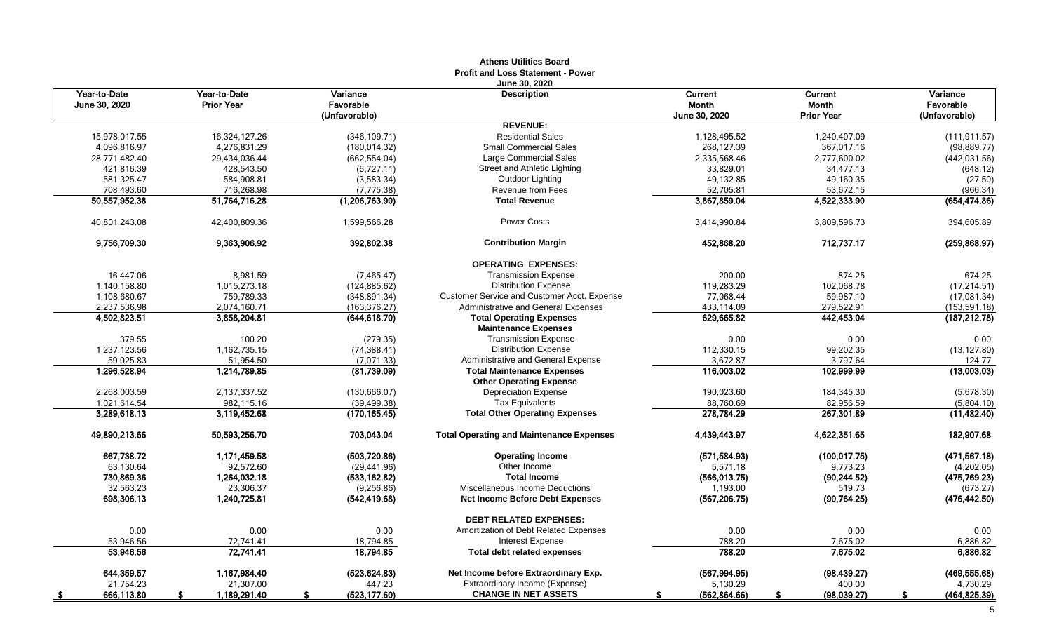**Athens Utilities Board**
**Profit and Loss Statement - Power**
**June 30, 2020**

| Year-to-Date June 30, 2020 | Year-to-Date Prior Year | Variance Favorable (Unfavorable) | Description | Current Month June 30, 2020 | Current Month Prior Year | Variance Favorable (Unfavorable) |
|---|---|---|---|---|---|---|
| | | | **REVENUE:** | | | |
| 15,978,017.55 | 16,324,127.26 | (346,109.71) | Residential Sales | 1,128,495.52 | 1,240,407.09 | (111,911.57) |
| 4,096,816.97 | 4,276,831.29 | (180,014.32) | Small Commercial Sales | 268,127.39 | 367,017.16 | (98,889.77) |
| 28,771,482.40 | 29,434,036.44 | (662,554.04) | Large Commercial Sales | 2,335,568.46 | 2,777,600.02 | (442,031.56) |
| 421,816.39 | 428,543.50 | (6,727.11) | Street and Athletic Lighting | 33,829.01 | 34,477.13 | (648.12) |
| 581,325.47 | 584,908.81 | (3,583.34) | Outdoor Lighting | 49,132.85 | 49,160.35 | (27.50) |
| 708,493.60 | 716,268.98 | (7,775.38) | Revenue from Fees | 52,705.81 | 53,672.15 | (966.34) |
| **50,557,952.38** | **51,764,716.28** | **(1,206,763.90)** | **Total Revenue** | **3,867,859.04** | **4,522,333.90** | **(654,474.86)** |
| 40,801,243.08 | 42,400,809.36 | 1,599,566.28 | Power Costs | 3,414,990.84 | 3,809,596.73 | 394,605.89 |
| **9,756,709.30** | **9,363,906.92** | **392,802.38** | **Contribution Margin** | **452,868.20** | **712,737.17** | **(259,868.97)** |
| | | | **OPERATING EXPENSES:** | | | |
| 16,447.06 | 8,981.59 | (7,465.47) | Transmission Expense | 200.00 | 874.25 | 674.25 |
| 1,140,158.80 | 1,015,273.18 | (124,885.62) | Distribution Expense | 119,283.29 | 102,068.78 | (17,214.51) |
| 1,108,680.67 | 759,789.33 | (348,891.34) | Customer Service and Customer Acct. Expense | 77,068.44 | 59,987.10 | (17,081.34) |
| 2,237,536.98 | 2,074,160.71 | (163,376.27) | Administrative and General Expenses | 433,114.09 | 279,522.91 | (153,591.18) |
| **4,502,823.51** | **3,858,204.81** | **(644,618.70)** | **Total Operating Expenses** | **629,665.82** | **442,453.04** | **(187,212.78)** |
| | | | **Maintenance Expenses** | | | |
| 379.55 | 100.20 | (279.35) | Transmission Expense | 0.00 | 0.00 | 0.00 |
| 1,237,123.56 | 1,162,735.15 | (74,388.41) | Distribution Expense | 112,330.15 | 99,202.35 | (13,127.80) |
| 59,025.83 | 51,954.50 | (7,071.33) | Administrative and General Expense | 3,672.87 | 3,797.64 | 124.77 |
| **1,296,528.94** | **1,214,789.85** | **(81,739.09)** | **Total Maintenance Expenses** | **116,003.02** | **102,999.99** | **(13,003.03)** |
| | | | **Other Operating Expense** | | | |
| 2,268,003.59 | 2,137,337.52 | (130,666.07) | Depreciation Expense | 190,023.60 | 184,345.30 | (5,678.30) |
| 1,021,614.54 | 982,115.16 | (39,499.38) | Tax Equivalents | 88,760.69 | 82,956.59 | (5,804.10) |
| **3,289,618.13** | **3,119,452.68** | **(170,165.45)** | **Total Other Operating Expenses** | **278,784.29** | **267,301.89** | **(11,482.40)** |
| **49,890,213.66** | **50,593,256.70** | **703,043.04** | **Total Operating and Maintenance Expenses** | **4,439,443.97** | **4,622,351.65** | **182,907.68** |
| **667,738.72** | **1,171,459.58** | **(503,720.86)** | **Operating Income** | **(571,584.93)** | **(100,017.75)** | **(471,567.18)** |
| 63,130.64 | 92,572.60 | (29,441.96) | Other Income | 5,571.18 | 9,773.23 | (4,202.05) |
| **730,869.36** | **1,264,032.18** | **(533,162.82)** | **Total Income** | **(566,013.75)** | **(90,244.52)** | **(475,769.23)** |
| 32,563.23 | 23,306.37 | (9,256.86) | Miscellaneous Income Deductions | 1,193.00 | 519.73 | (673.27) |
| **698,306.13** | **1,240,725.81** | **(542,419.68)** | **Net Income Before Debt Expenses** | **(567,206.75)** | **(90,764.25)** | **(476,442.50)** |
| | | | **DEBT RELATED EXPENSES:** | | | |
| 0.00 | 0.00 | 0.00 | Amortization of Debt Related Expenses | 0.00 | 0.00 | 0.00 |
| 53,946.56 | 72,741.41 | 18,794.85 | Interest Expense | 788.20 | 7,675.02 | 6,886.82 |
| **53,946.56** | **72,741.41** | **18,794.85** | **Total debt related expenses** | **788.20** | **7,675.02** | **6,886.82** |
| **644,359.57** | **1,167,984.40** | **(523,624.83)** | **Net Income before Extraordinary Exp.** | **(567,994.95)** | **(98,439.27)** | **(469,555.68)** |
| 21,754.23 | 21,307.00 | 447.23 | Extraordinary Income (Expense) | 5,130.29 | 400.00 | 4,730.29 |
| **$ 666,113.80** | **$ 1,189,291.40** | **$ (523,177.60)** | **CHANGE IN NET ASSETS** | **$ (562,864.66)** | **$ (98,039.27)** | **$ (464,825.39)** |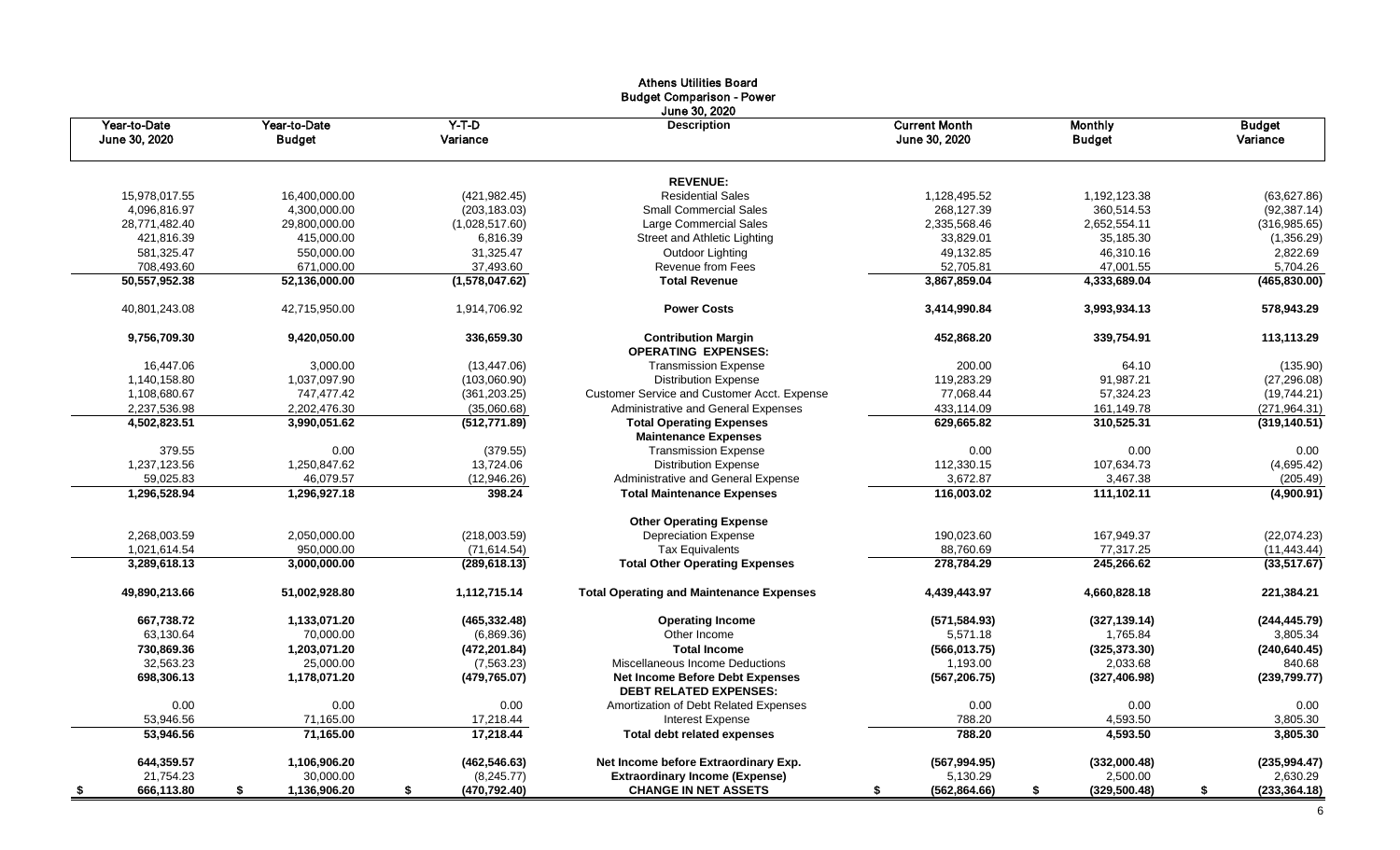# Athens Utilities Board
## Budget Comparison - Power
### June 30, 2020

| Year-to-Date June 30, 2020 | Year-to-Date Budget | Y-T-D Variance | Description | Current Month June 30, 2020 | Monthly Budget | Budget Variance |
|---|---|---|---|---|---|---|
| | | | **REVENUE:** | | | |
| 15,978,017.55 | 16,400,000.00 | (421,982.45) | Residential Sales | 1,128,495.52 | 1,192,123.38 | (63,627.86) |
| 4,096,816.97 | 4,300,000.00 | (203,183.03) | Small Commercial Sales | 268,127.39 | 360,514.53 | (92,387.14) |
| 28,771,482.40 | 29,800,000.00 | (1,028,517.60) | Large Commercial Sales | 2,335,568.46 | 2,652,554.11 | (316,985.65) |
| 421,816.39 | 415,000.00 | 6,816.39 | Street and Athletic Lighting | 33,829.01 | 35,185.30 | (1,356.29) |
| 581,325.47 | 550,000.00 | 31,325.47 | Outdoor Lighting | 49,132.85 | 46,310.16 | 2,822.69 |
| 708,493.60 | 671,000.00 | 37,493.60 | Revenue from Fees | 52,705.81 | 47,001.55 | 5,704.26 |
| **50,557,952.38** | **52,136,000.00** | **(1,578,047.62)** | **Total Revenue** | **3,867,859.04** | **4,333,689.04** | **(465,830.00)** |
| 40,801,243.08 | 42,715,950.00 | 1,914,706.92 | **Power Costs** | 3,414,990.84 | 3,993,934.13 | 578,943.29 |
| **9,756,709.30** | **9,420,050.00** | **336,659.30** | **Contribution Margin** | **452,868.20** | **339,754.91** | **113,113.29** |
| | | | **OPERATING EXPENSES:** | | | |
| 16,447.06 | 3,000.00 | (13,447.06) | Transmission Expense | 200.00 | 64.10 | (135.90) |
| 1,140,158.80 | 1,037,097.90 | (103,060.90) | Distribution Expense | 119,283.29 | 91,987.21 | (27,296.08) |
| 1,108,680.67 | 747,477.42 | (361,203.25) | Customer Service and Customer Acct. Expense | 77,068.44 | 57,324.23 | (19,744.21) |
| 2,237,536.98 | 2,202,476.30 | (35,060.68) | Administrative and General Expenses | 433,114.09 | 161,149.78 | (271,964.31) |
| **4,502,823.51** | **3,990,051.62** | **(512,771.89)** | **Total Operating Expenses** | **629,665.82** | **310,525.31** | **(319,140.51)** |
| | | | **Maintenance Expenses** | | | |
| 379.55 | 0.00 | (379.55) | Transmission Expense | 0.00 | 0.00 | 0.00 |
| 1,237,123.56 | 1,250,847.62 | 13,724.06 | Distribution Expense | 112,330.15 | 107,634.73 | (4,695.42) |
| 59,025.83 | 46,079.57 | (12,946.26) | Administrative and General Expense | 3,672.87 | 3,467.38 | (205.49) |
| **1,296,528.94** | **1,296,927.18** | **398.24** | **Total Maintenance Expenses** | **116,003.02** | **111,102.11** | **(4,900.91)** |
| | | | **Other Operating Expense** | | | |
| 2,268,003.59 | 2,050,000.00 | (218,003.59) | Depreciation Expense | 190,023.60 | 167,949.37 | (22,074.23) |
| 1,021,614.54 | 950,000.00 | (71,614.54) | Tax Equivalents | 88,760.69 | 77,317.25 | (11,443.44) |
| **3,289,618.13** | **3,000,000.00** | **(289,618.13)** | **Total Other Operating Expenses** | **278,784.29** | **245,266.62** | **(33,517.67)** |
| **49,890,213.66** | **51,002,928.80** | **1,112,715.14** | **Total Operating and Maintenance Expenses** | **4,439,443.97** | **4,660,828.18** | **221,384.21** |
| **667,738.72** | **1,133,071.20** | **(465,332.48)** | **Operating Income** | **(571,584.93)** | **(327,139.14)** | **(244,445.79)** |
| 63,130.64 | 70,000.00 | (6,869.36) | Other Income | 5,571.18 | 1,765.84 | 3,805.34 |
| **730,869.36** | **1,203,071.20** | **(472,201.84)** | **Total Income** | **(566,013.75)** | **(325,373.30)** | **(240,640.45)** |
| 32,563.23 | 25,000.00 | (7,563.23) | Miscellaneous Income Deductions | 1,193.00 | 2,033.68 | 840.68 |
| **698,306.13** | **1,178,071.20** | **(479,765.07)** | **Net Income Before Debt Expenses** | **(567,206.75)** | **(327,406.98)** | **(239,799.77)** |
| | | | **DEBT RELATED EXPENSES:** | | | |
| 0.00 | 0.00 | 0.00 | Amortization of Debt Related Expenses | 0.00 | 0.00 | 0.00 |
| 53,946.56 | 71,165.00 | 17,218.44 | Interest Expense | 788.20 | 4,593.50 | 3,805.30 |
| **53,946.56** | **71,165.00** | **17,218.44** | **Total debt related expenses** | **788.20** | **4,593.50** | **3,805.30** |
| **644,359.57** | **1,106,906.20** | **(462,546.63)** | **Net Income before Extraordinary Exp.** | **(567,994.95)** | **(332,000.48)** | **(235,994.47)** |
| 21,754.23 | 30,000.00 | (8,245.77) | **Extraordinary Income (Expense)** | 5,130.29 | 2,500.00 | 2,630.29 |
| **$ 666,113.80** | **$ 1,136,906.20** | **$ (470,792.40)** | **CHANGE IN NET ASSETS** | **$ (562,864.66)** | **$ (329,500.48)** | **$ (233,364.18)** |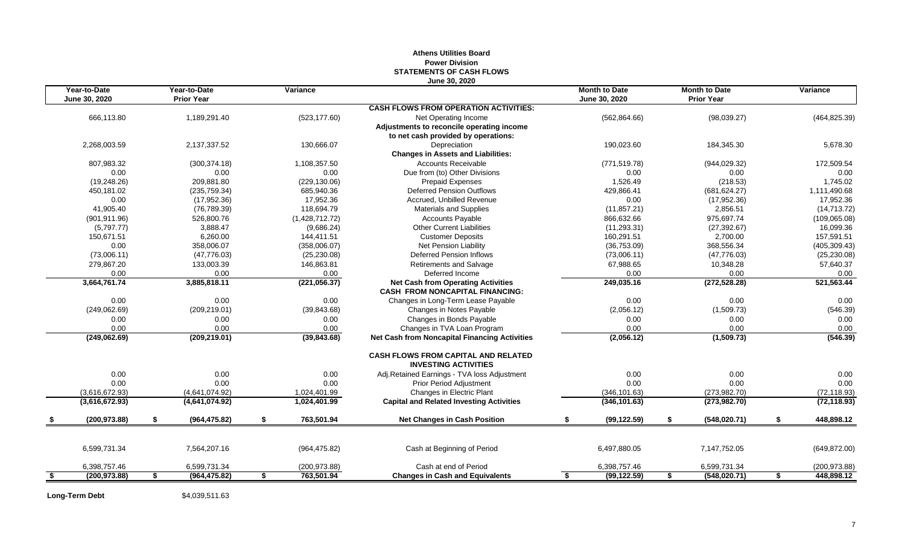# Athens Utilities Board
## Power Division
## STATEMENTS OF CASH FLOWS
### June 30, 2020

| Year-to-Date June 30, 2020 | Year-to-Date Prior Year | Variance | | Month to Date June 30, 2020 | Month to Date Prior Year | Variance |
|---|---|---|---|---|---|---|
| | | | **CASH FLOWS FROM OPERATION ACTIVITIES:** | | | |
| 666,113.80 | 1,189,291.40 | (523,177.60) | Net Operating Income | (562,864.66) | (98,039.27) | (464,825.39) |
| | | | **Adjustments to reconcile operating income** | | | |
| | | | **to net cash provided by operations:** | | | |
| 2,268,003.59 | 2,137,337.52 | 130,666.07 | Depreciation | 190,023.60 | 184,345.30 | 5,678.30 |
| | | | **Changes in Assets and Liabilities:** | | | |
| 807,983.32 | (300,374.18) | 1,108,357.50 | Accounts Receivable | (771,519.78) | (944,029.32) | 172,509.54 |
| 0.00 | 0.00 | 0.00 | Due from (to) Other Divisions | 0.00 | 0.00 | 0.00 |
| (19,248.26) | 209,881.80 | (229,130.06) | Prepaid Expenses | 1,526.49 | (218.53) | 1,745.02 |
| 450,181.02 | (235,759.34) | 685,940.36 | Deferred Pension Outflows | 429,866.41 | (681,624.27) | 1,111,490.68 |
| 0.00 | (17,952.36) | 17,952.36 | Accrued, Unbilled Revenue | 0.00 | (17,952.36) | 17,952.36 |
| 41,905.40 | (76,789.39) | 118,694.79 | Materials and Supplies | (11,857.21) | 2,856.51 | (14,713.72) |
| (901,911.96) | 526,800.76 | (1,428,712.72) | Accounts Payable | 866,632.66 | 975,697.74 | (109,065.08) |
| (5,797.77) | 3,888.47 | (9,686.24) | Other Current Liabilities | (11,293.31) | (27,392.67) | 16,099.36 |
| 150,671.51 | 6,260.00 | 144,411.51 | Customer Deposits | 160,291.51 | 2,700.00 | 157,591.51 |
| 0.00 | 358,006.07 | (358,006.07) | Net Pension Liability | (36,753.09) | 368,556.34 | (405,309.43) |
| (73,006.11) | (47,776.03) | (25,230.08) | Deferred Pension Inflows | (73,006.11) | (47,776.03) | (25,230.08) |
| 279,867.20 | 133,003.39 | 146,863.81 | Retirements and Salvage | 67,988.65 | 10,348.28 | 57,640.37 |
| 0.00 | 0.00 | 0.00 | Deferred Income | 0.00 | 0.00 | 0.00 |
| **3,664,761.74** | **3,885,818.11** | **(221,056.37)** | **Net Cash from Operating Activities** | **249,035.16** | **(272,528.28)** | **521,563.44** |
| | | | **CASH FROM NONCAPITAL FINANCING:** | | | |
| 0.00 | 0.00 | 0.00 | Changes in Long-Term Lease Payable | 0.00 | 0.00 | 0.00 |
| (249,062.69) | (209,219.01) | (39,843.68) | Changes in Notes Payable | (2,056.12) | (1,509.73) | (546.39) |
| 0.00 | 0.00 | 0.00 | Changes in Bonds Payable | 0.00 | 0.00 | 0.00 |
| 0.00 | 0.00 | 0.00 | Changes in TVA Loan Program | 0.00 | 0.00 | 0.00 |
| **(249,062.69)** | **(209,219.01)** | **(39,843.68)** | **Net Cash from Noncapital Financing Activities** | **(2,056.12)** | **(1,509.73)** | **(546.39)** |
| | | | **CASH FLOWS FROM CAPITAL AND RELATED INVESTING ACTIVITIES** | | | |
| 0.00 | 0.00 | 0.00 | Adj.Retained Earnings - TVA loss Adjustment | 0.00 | 0.00 | 0.00 |
| 0.00 | 0.00 | 0.00 | Prior Period Adjustment | 0.00 | 0.00 | 0.00 |
| (3,616,672.93) | (4,641,074.92) | 1,024,401.99 | Changes in Electric Plant | (346,101.63) | (273,982.70) | (72,118.93) |
| **(3,616,672.93)** | **(4,641,074.92)** | **1,024,401.99** | **Capital and Related Investing Activities** | **(346,101.63)** | **(273,982.70)** | **(72,118.93)** |
| **$ (200,973.88)** | **$ (964,475.82)** | **$ 763,501.94** | **Net Changes in Cash Position** | **$ (99,122.59)** | **$ (548,020.71)** | **$ 448,898.12** |
| 6,599,731.34 | 7,564,207.16 | (964,475.82) | Cash at Beginning of Period | 6,497,880.05 | 7,147,752.05 | (649,872.00) |
| 6,398,757.46 | 6,599,731.34 | (200,973.88) | Cash at end of Period | 6,398,757.46 | 6,599,731.34 | (200,973.88) |
| **$ (200,973.88)** | **$ (964,475.82)** | **$ 763,501.94** | **Changes in Cash and Equivalents** | **$ (99,122.59)** | **$ (548,020.71)** | **$ 448,898.12** |

**Long-Term Debt** $4,039,511.63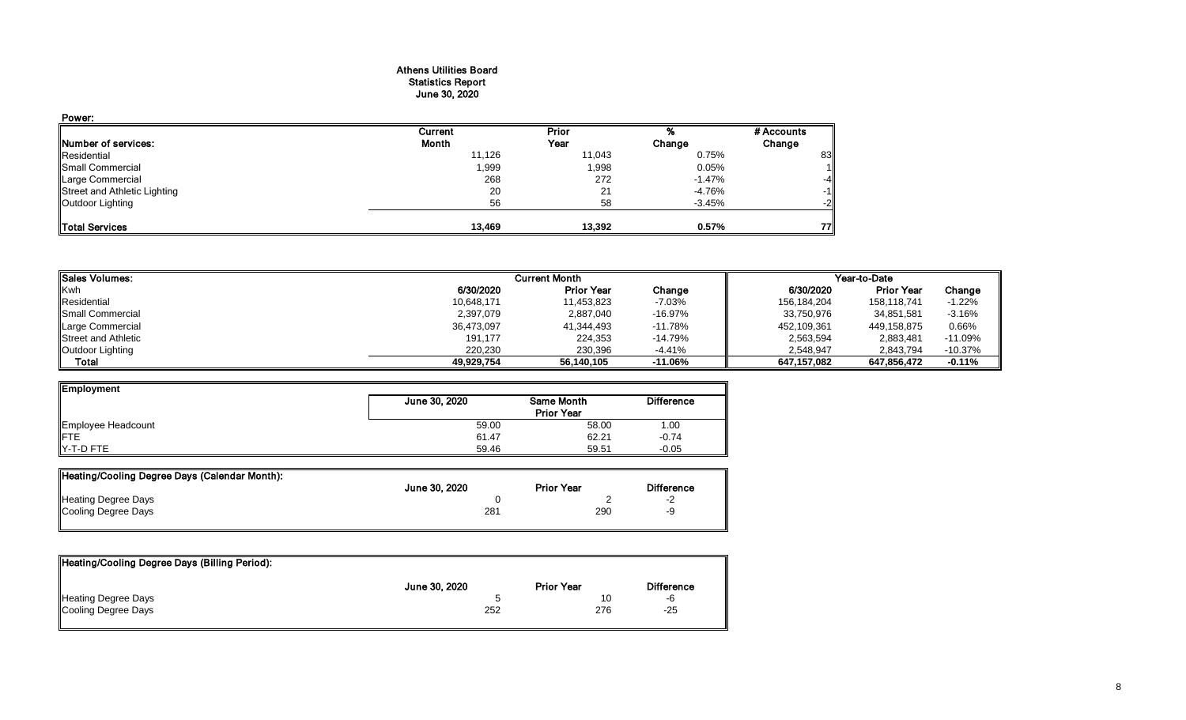# Athens Utilities Board
## Statistics Report
## June 30, 2020

**Power:**

| Number of services: | Current Month | Prior Year | % Change | # Accounts Change |
|---|---|---|---|---|
| Residential | 11,126 | 11,043 | 0.75% | 83 |
| Small Commercial | 1,999 | 1,998 | 0.05% | 1 |
| Large Commercial | 268 | 272 | -1.47% | -4 |
| Street and Athletic Lighting | 20 | 21 | -4.76% | -1 |
| Outdoor Lighting | 56 | 58 | -3.45% | -2 |
| **Total Services** | **13,469** | **13,392** | **0.57%** | **77** |

| Sales Volumes: | Current Month | | | Year-to-Date | | |
|---|---|---|---|---|---|---|
| Kwh | 6/30/2020 | Prior Year | Change | 6/30/2020 | Prior Year | Change |
| Residential | 10,648,171 | 11,453,823 | -7.03% | 156,184,204 | 158,118,741 | -1.22% |
| Small Commercial | 2,397,079 | 2,887,040 | -16.97% | 33,750,976 | 34,851,581 | -3.16% |
| Large Commercial | 36,473,097 | 41,344,493 | -11.78% | 452,109,361 | 449,158,875 | 0.66% |
| Street and Athletic | 191,177 | 224,353 | -14.79% | 2,563,594 | 2,883,481 | -11.09% |
| Outdoor Lighting | 220,230 | 230,396 | -4.41% | 2,548,947 | 2,843,794 | -10.37% |
| **Total** | **49,929,754** | **56,140,105** | **-11.06%** | **647,157,082** | **647,856,472** | **-0.11%** |

| Employment | June 30, 2020 | Same Month Prior Year | Difference |
|---|---|---|---|
| Employee Headcount | 59.00 | 58.00 | 1.00 |
| FTE | 61.47 | 62.21 | -0.74 |
| Y-T-D FTE | 59.46 | 59.51 | -0.05 |

| Heating/Cooling Degree Days (Calendar Month): | June 30, 2020 | Prior Year | Difference |
|---|---|---|---|
| Heating Degree Days | 0 | 2 | -2 |
| Cooling Degree Days | 281 | 290 | -9 |

| Heating/Cooling Degree Days (Billing Period): | June 30, 2020 | Prior Year | Difference |
|---|---|---|---|
| Heating Degree Days | 5 | 10 | -6 |
| Cooling Degree Days | 252 | 276 | -25 |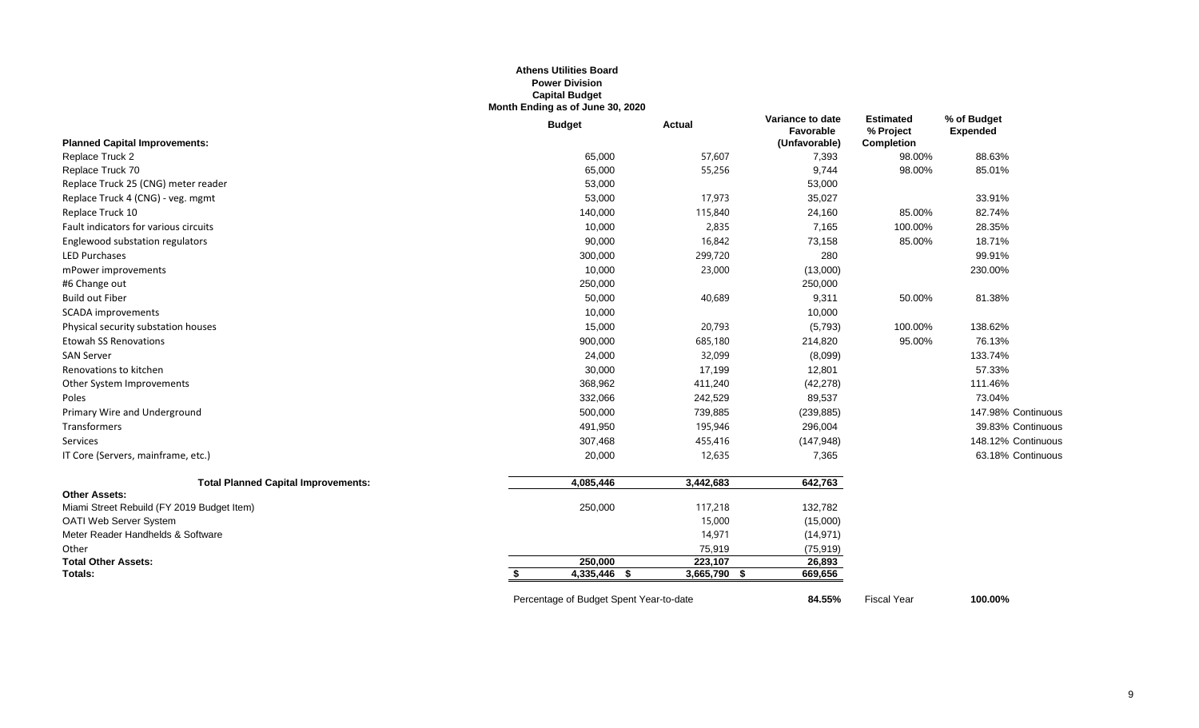**Athens Utilities Board**
**Power Division**
**Capital Budget**
**Month Ending as of June 30, 2020**

| Planned Capital Improvements: | Budget | Actual | Variance to date Favorable (Unfavorable) | Estimated % Project Completion | % of Budget Expended | |
|---|---|---|---|---|---|---|
| Replace Truck 2 | 65,000 | 57,607 | 7,393 | 98.00% | 88.63% | |
| Replace Truck 70 | 65,000 | 55,256 | 9,744 | 98.00% | 85.01% | |
| Replace Truck 25 (CNG) meter reader | 53,000 | | 53,000 | | | |
| Replace Truck 4 (CNG) - veg. mgmt | 53,000 | 17,973 | 35,027 | | 33.91% | |
| Replace Truck 10 | 140,000 | 115,840 | 24,160 | 85.00% | 82.74% | |
| Fault indicators for various circuits | 10,000 | 2,835 | 7,165 | 100.00% | 28.35% | |
| Englewood substation regulators | 90,000 | 16,842 | 73,158 | 85.00% | 18.71% | |
| LED Purchases | 300,000 | 299,720 | 280 | | 99.91% | |
| mPower improvements | 10,000 | 23,000 | (13,000) | | 230.00% | |
| #6 Change out | 250,000 | | 250,000 | | | |
| Build out Fiber | 50,000 | 40,689 | 9,311 | 50.00% | 81.38% | |
| SCADA improvements | 10,000 | | 10,000 | | | |
| Physical security substation houses | 15,000 | 20,793 | (5,793) | 100.00% | 138.62% | |
| Etowah SS Renovations | 900,000 | 685,180 | 214,820 | 95.00% | 76.13% | |
| SAN Server | 24,000 | 32,099 | (8,099) | | 133.74% | |
| Renovations to kitchen | 30,000 | 17,199 | 12,801 | | 57.33% | |
| Other System Improvements | 368,962 | 411,240 | (42,278) | | 111.46% | |
| Poles | 332,066 | 242,529 | 89,537 | | 73.04% | |
| Primary Wire and Underground | 500,000 | 739,885 | (239,885) | | 147.98% | Continuous |
| Transformers | 491,950 | 195,946 | 296,004 | | 39.83% | Continuous |
| Services | 307,468 | 455,416 | (147,948) | | 148.12% | Continuous |
| IT Core (Servers, mainframe, etc.) | 20,000 | 12,635 | 7,365 | | 63.18% | Continuous |
| **Total Planned Capital Improvements:** | **4,085,446** | **3,442,683** | **642,763** | | | |
| **Other Assets:** | | | | | | |
| Miami Street Rebuild (FY 2019 Budget Item) | 250,000 | 117,218 | 132,782 | | | |
| OATI Web Server System | | 15,000 | (15,000) | | | |
| Meter Reader Handhelds & Software | | 14,971 | (14,971) | | | |
| Other | | 75,919 | (75,919) | | | |
| **Total Other Assets:** | **250,000** | **223,107** | **26,893** | | | |
| **Totals:** | **$ 4,335,446** | **$ 3,665,790** | **$ 669,656** | | | |

Percentage of Budget Spent Year-to-date **84.55%** Fiscal Year **100.00%**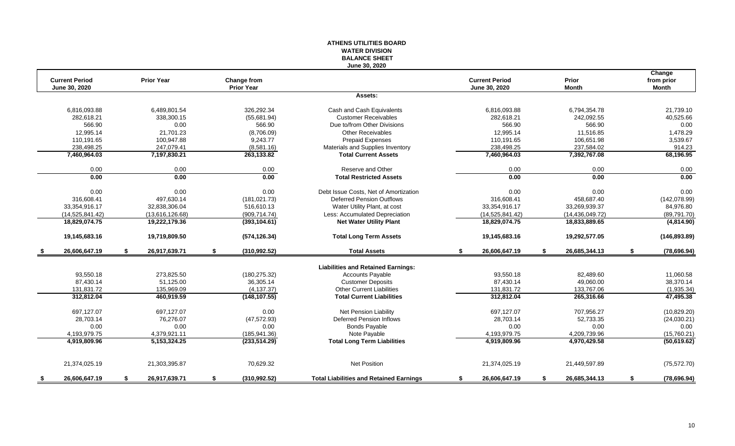# ATHENS UTILITIES BOARD
## WATER DIVISION
### BALANCE SHEET
### June 30, 2020

| Current Period June 30, 2020 | Prior Year | Change from Prior Year | | Current Period June 30, 2020 | Prior Month | Change from prior Month |
|---|---|---|---|---|---|---|
| | | | **Assets:** | | | |
| 6,816,093.88 | 6,489,801.54 | 326,292.34 | Cash and Cash Equivalents | 6,816,093.88 | 6,794,354.78 | 21,739.10 |
| 282,618.21 | 338,300.15 | (55,681.94) | Customer Receivables | 282,618.21 | 242,092.55 | 40,525.66 |
| 566.90 | 0.00 | 566.90 | Due to/from Other Divisions | 566.90 | 566.90 | 0.00 |
| 12,995.14 | 21,701.23 | (8,706.09) | Other Receivables | 12,995.14 | 11,516.85 | 1,478.29 |
| 110,191.65 | 100,947.88 | 9,243.77 | Prepaid Expenses | 110,191.65 | 106,651.98 | 3,539.67 |
| 238,498.25 | 247,079.41 | (8,581.16) | Materials and Supplies Inventory | 238,498.25 | 237,584.02 | 914.23 |
| **7,460,964.03** | **7,197,830.21** | **263,133.82** | **Total Current Assets** | **7,460,964.03** | **7,392,767.08** | **68,196.95** |
| 0.00 | 0.00 | 0.00 | Reserve and Other | 0.00 | 0.00 | 0.00 |
| **0.00** | **0.00** | **0.00** | **Total Restricted Assets** | **0.00** | **0.00** | **0.00** |
| 0.00 | 0.00 | 0.00 | Debt Issue Costs, Net of Amortization | 0.00 | 0.00 | 0.00 |
| 316,608.41 | 497,630.14 | (181,021.73) | Deferred Pension Outflows | 316,608.41 | 458,687.40 | (142,078.99) |
| 33,354,916.17 | 32,838,306.04 | 516,610.13 | Water Utility Plant, at cost | 33,354,916.17 | 33,269,939.37 | 84,976.80 |
| (14,525,841.42) | (13,616,126.68) | (909,714.74) | Less: Accumulated Depreciation | (14,525,841.42) | (14,436,049.72) | (89,791.70) |
| **18,829,074.75** | **19,222,179.36** | **(393,104.61)** | **Net Water Utility Plant** | **18,829,074.75** | **18,833,889.65** | **(4,814.90)** |
| **19,145,683.16** | **19,719,809.50** | **(574,126.34)** | **Total Long Term Assets** | **19,145,683.16** | **19,292,577.05** | **(146,893.89)** |
| **$ 26,606,647.19** | **$ 26,917,639.71** | **$ (310,992.52)** | **Total Assets** | **$ 26,606,647.19** | **$ 26,685,344.13** | **$ (78,696.94)** |
| | | | **Liabilities and Retained Earnings:** | | | |
| 93,550.18 | 273,825.50 | (180,275.32) | Accounts Payable | 93,550.18 | 82,489.60 | 11,060.58 |
| 87,430.14 | 51,125.00 | 36,305.14 | Customer Deposits | 87,430.14 | 49,060.00 | 38,370.14 |
| 131,831.72 | 135,969.09 | (4,137.37) | Other Current Liabilities | 131,831.72 | 133,767.06 | (1,935.34) |
| **312,812.04** | **460,919.59** | **(148,107.55)** | **Total Current Liabilities** | **312,812.04** | **265,316.66** | **47,495.38** |
| 697,127.07 | 697,127.07 | 0.00 | Net Pension Liability | 697,127.07 | 707,956.27 | (10,829.20) |
| 28,703.14 | 76,276.07 | (47,572.93) | Deferred Pension Inflows | 28,703.14 | 52,733.35 | (24,030.21) |
| 0.00 | 0.00 | 0.00 | Bonds Payable | 0.00 | 0.00 | 0.00 |
| 4,193,979.75 | 4,379,921.11 | (185,941.36) | Note Payable | 4,193,979.75 | 4,209,739.96 | (15,760.21) |
| **4,919,809.96** | **5,153,324.25** | **(233,514.29)** | **Total Long Term Liabilities** | **4,919,809.96** | **4,970,429.58** | **(50,619.62)** |
| 21,374,025.19 | 21,303,395.87 | 70,629.32 | Net Position | 21,374,025.19 | 21,449,597.89 | (75,572.70) |
| **$ 26,606,647.19** | **$ 26,917,639.71** | **$ (310,992.52)** | **Total Liabilities and Retained Earnings** | **$ 26,606,647.19** | **$ 26,685,344.13** | **$ (78,696.94)** |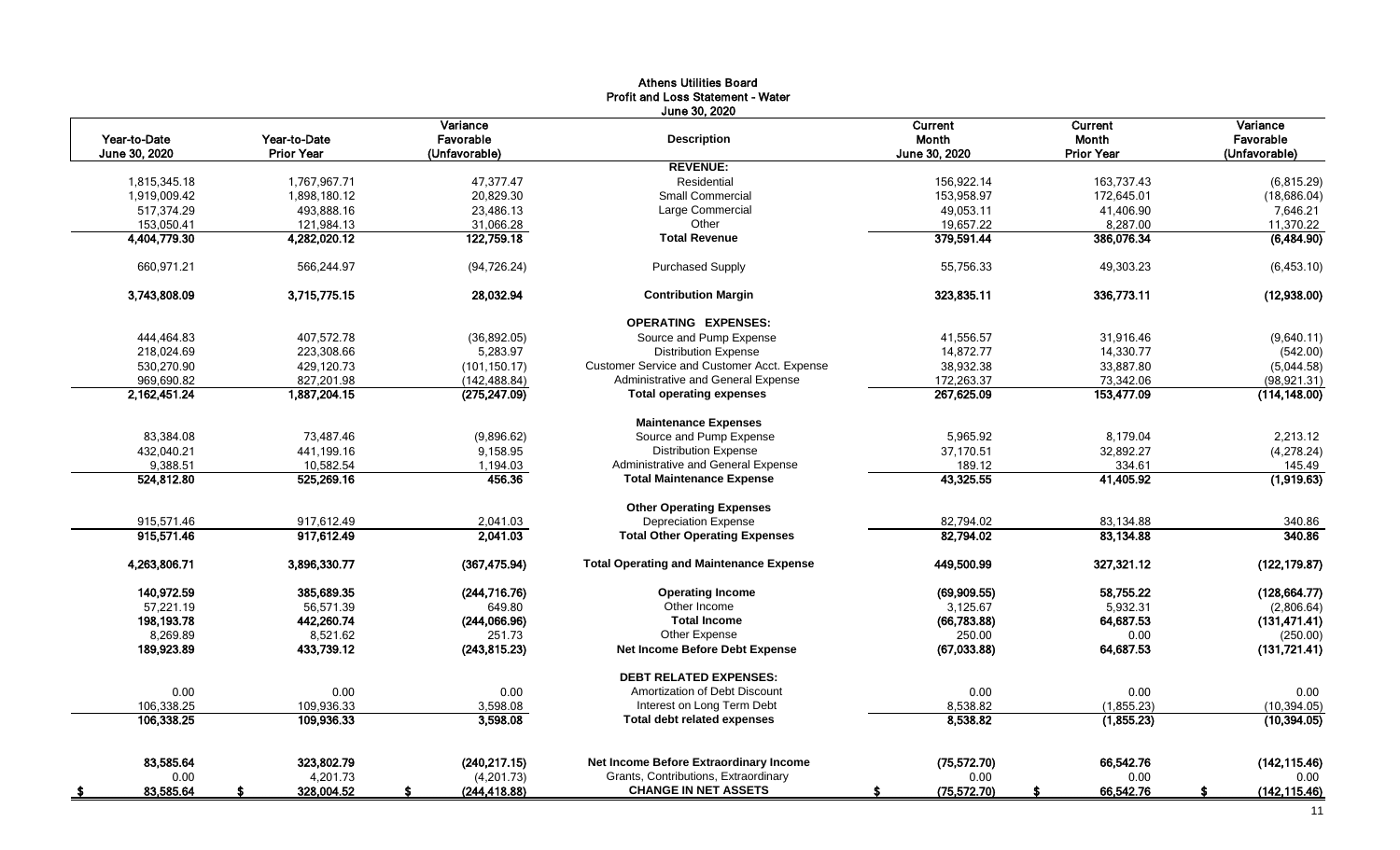## Athens Utilities Board
### Profit and Loss Statement - Water
### June 30, 2020

| Year-to-Date June 30, 2020 | Year-to-Date Prior Year | Variance Favorable (Unfavorable) | Description | Current Month June 30, 2020 | Current Month Prior Year | Variance Favorable (Unfavorable) |
|---|---|---|---|---|---|---|
| | | | **REVENUE:** | | | |
| 1,815,345.18 | 1,767,967.71 | 47,377.47 | Residential | 156,922.14 | 163,737.43 | (6,815.29) |
| 1,919,009.42 | 1,898,180.12 | 20,829.30 | Small Commercial | 153,958.97 | 172,645.01 | (18,686.04) |
| 517,374.29 | 493,888.16 | 23,486.13 | Large Commercial | 49,053.11 | 41,406.90 | 7,646.21 |
| 153,050.41 | 121,984.13 | 31,066.28 | Other | 19,657.22 | 8,287.00 | 11,370.22 |
| **4,404,779.30** | **4,282,020.12** | **122,759.18** | **Total Revenue** | **379,591.44** | **386,076.34** | **(6,484.90)** |
| 660,971.21 | 566,244.97 | (94,726.24) | Purchased Supply | 55,756.33 | 49,303.23 | (6,453.10) |
| **3,743,808.09** | **3,715,775.15** | **28,032.94** | **Contribution Margin** | **323,835.11** | **336,773.11** | **(12,938.00)** |
| | | | **OPERATING EXPENSES:** | | | |
| 444,464.83 | 407,572.78 | (36,892.05) | Source and Pump Expense | 41,556.57 | 31,916.46 | (9,640.11) |
| 218,024.69 | 223,308.66 | 5,283.97 | Distribution Expense | 14,872.77 | 14,330.77 | (542.00) |
| 530,270.90 | 429,120.73 | (101,150.17) | Customer Service and Customer Acct. Expense | 38,932.38 | 33,887.80 | (5,044.58) |
| 969,690.82 | 827,201.98 | (142,488.84) | Administrative and General Expense | 172,263.37 | 73,342.06 | (98,921.31) |
| **2,162,451.24** | **1,887,204.15** | **(275,247.09)** | **Total operating expenses** | **267,625.09** | **153,477.09** | **(114,148.00)** |
| | | | **Maintenance Expenses** | | | |
| 83,384.08 | 73,487.46 | (9,896.62) | Source and Pump Expense | 5,965.92 | 8,179.04 | 2,213.12 |
| 432,040.21 | 441,199.16 | 9,158.95 | Distribution Expense | 37,170.51 | 32,892.27 | (4,278.24) |
| 9,388.51 | 10,582.54 | 1,194.03 | Administrative and General Expense | 189.12 | 334.61 | 145.49 |
| **524,812.80** | **525,269.16** | **456.36** | **Total Maintenance Expense** | **43,325.55** | **41,405.92** | **(1,919.63)** |
| | | | **Other Operating Expenses** | | | |
| 915,571.46 | 917,612.49 | 2,041.03 | Depreciation Expense | 82,794.02 | 83,134.88 | 340.86 |
| **915,571.46** | **917,612.49** | **2,041.03** | **Total Other Operating Expenses** | **82,794.02** | **83,134.88** | **340.86** |
| **4,263,806.71** | **3,896,330.77** | **(367,475.94)** | **Total Operating and Maintenance Expense** | **449,500.99** | **327,321.12** | **(122,179.87)** |
| **140,972.59** | **385,689.35** | **(244,716.76)** | **Operating Income** | **(69,909.55)** | **58,755.22** | **(128,664.77)** |
| 57,221.19 | 56,571.39 | 649.80 | Other Income | 3,125.67 | 5,932.31 | (2,806.64) |
| **198,193.78** | **442,260.74** | **(244,066.96)** | **Total Income** | **(66,783.88)** | **64,687.53** | **(131,471.41)** |
| 8,269.89 | 8,521.62 | 251.73 | Other Expense | 250.00 | 0.00 | (250.00) |
| **189,923.89** | **433,739.12** | **(243,815.23)** | **Net Income Before Debt Expense** | **(67,033.88)** | **64,687.53** | **(131,721.41)** |
| | | | **DEBT RELATED EXPENSES:** | | | |
| 0.00 | 0.00 | 0.00 | Amortization of Debt Discount | 0.00 | 0.00 | 0.00 |
| 106,338.25 | 109,936.33 | 3,598.08 | Interest on Long Term Debt | 8,538.82 | (1,855.23) | (10,394.05) |
| **106,338.25** | **109,936.33** | **3,598.08** | **Total debt related expenses** | **8,538.82** | **(1,855.23)** | **(10,394.05)** |
| **83,585.64** | **323,802.79** | **(240,217.15)** | **Net Income Before Extraordinary Income** | **(75,572.70)** | **66,542.76** | **(142,115.46)** |
| 0.00 | 4,201.73 | (4,201.73) | Grants, Contributions, Extraordinary | 0.00 | 0.00 | 0.00 |
| **$ 83,585.64** | **$ 328,004.52** | **$ (244,418.88)** | **CHANGE IN NET ASSETS** | **$ (75,572.70)** | **$ 66,542.76** | **$ (142,115.46)** |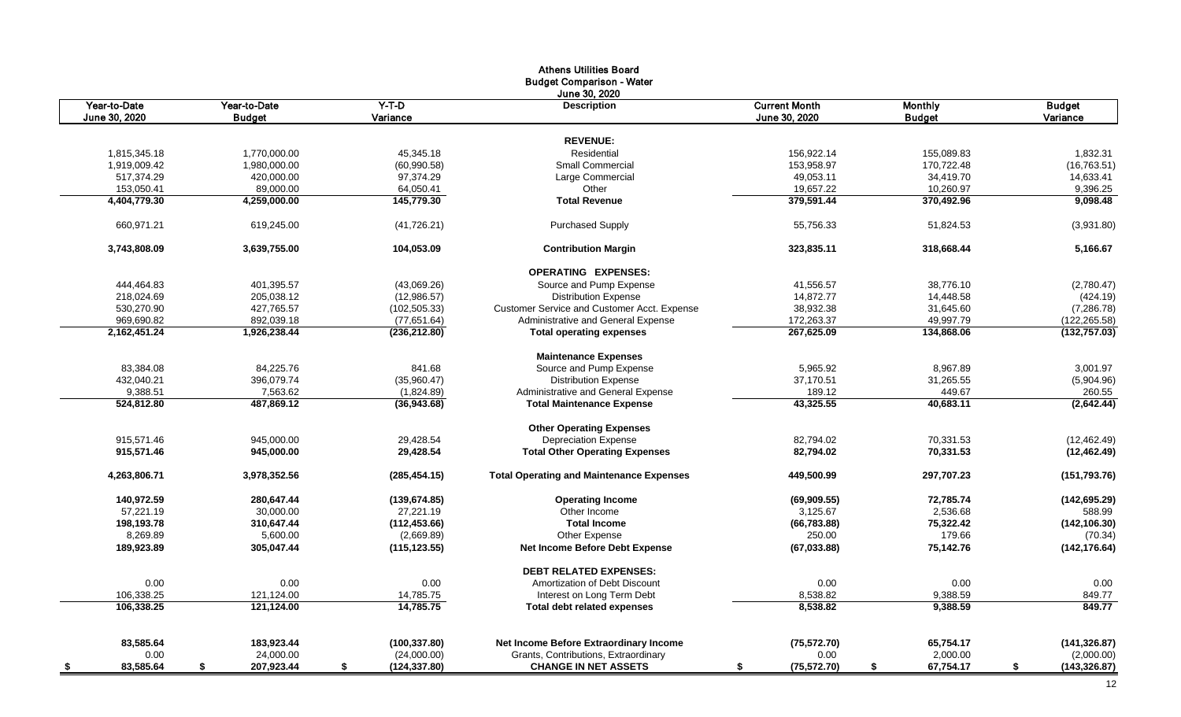# Athens Utilities Board
## Budget Comparison - Water
### June 30, 2020

| Year-to-Date June 30, 2020 | Year-to-Date Budget | Y-T-D Variance | Description | Current Month June 30, 2020 | Monthly Budget | Budget Variance |
|---|---|---|---|---|---|---|
| | | | **REVENUE:** | | | |
| 1,815,345.18 | 1,770,000.00 | 45,345.18 | Residential | 156,922.14 | 155,089.83 | 1,832.31 |
| 1,919,009.42 | 1,980,000.00 | (60,990.58) | Small Commercial | 153,958.97 | 170,722.48 | (16,763.51) |
| 517,374.29 | 420,000.00 | 97,374.29 | Large Commercial | 49,053.11 | 34,419.70 | 14,633.41 |
| 153,050.41 | 89,000.00 | 64,050.41 | Other | 19,657.22 | 10,260.97 | 9,396.25 |
| **4,404,779.30** | **4,259,000.00** | **145,779.30** | **Total Revenue** | **379,591.44** | **370,492.96** | **9,098.48** |
| 660,971.21 | 619,245.00 | (41,726.21) | Purchased Supply | 55,756.33 | 51,824.53 | (3,931.80) |
| **3,743,808.09** | **3,639,755.00** | **104,053.09** | **Contribution Margin** | **323,835.11** | **318,668.44** | **5,166.67** |
| | | | **OPERATING EXPENSES:** | | | |
| 444,464.83 | 401,395.57 | (43,069.26) | Source and Pump Expense | 41,556.57 | 38,776.10 | (2,780.47) |
| 218,024.69 | 205,038.12 | (12,986.57) | Distribution Expense | 14,872.77 | 14,448.58 | (424.19) |
| 530,270.90 | 427,765.57 | (102,505.33) | Customer Service and Customer Acct. Expense | 38,932.38 | 31,645.60 | (7,286.78) |
| 969,690.82 | 892,039.18 | (77,651.64) | Administrative and General Expense | 172,263.37 | 49,997.79 | (122,265.58) |
| **2,162,451.24** | **1,926,238.44** | **(236,212.80)** | **Total operating expenses** | **267,625.09** | **134,868.06** | **(132,757.03)** |
| | | | **Maintenance Expenses** | | | |
| 83,384.08 | 84,225.76 | 841.68 | Source and Pump Expense | 5,965.92 | 8,967.89 | 3,001.97 |
| 432,040.21 | 396,079.74 | (35,960.47) | Distribution Expense | 37,170.51 | 31,265.55 | (5,904.96) |
| 9,388.51 | 7,563.62 | (1,824.89) | Administrative and General Expense | 189.12 | 449.67 | 260.55 |
| **524,812.80** | **487,869.12** | **(36,943.68)** | **Total Maintenance Expense** | **43,325.55** | **40,683.11** | **(2,642.44)** |
| | | | **Other Operating Expenses** | | | |
| 915,571.46 | 945,000.00 | 29,428.54 | Depreciation Expense | 82,794.02 | 70,331.53 | (12,462.49) |
| **915,571.46** | **945,000.00** | **29,428.54** | **Total Other Operating Expenses** | **82,794.02** | **70,331.53** | **(12,462.49)** |
| **4,263,806.71** | **3,978,352.56** | **(285,454.15)** | **Total Operating and Maintenance Expenses** | **449,500.99** | **297,707.23** | **(151,793.76)** |
| **140,972.59** | **280,647.44** | **(139,674.85)** | **Operating Income** | **(69,909.55)** | **72,785.74** | **(142,695.29)** |
| 57,221.19 | 30,000.00 | 27,221.19 | Other Income | 3,125.67 | 2,536.68 | 588.99 |
| **198,193.78** | **310,647.44** | **(112,453.66)** | **Total Income** | **(66,783.88)** | **75,322.42** | **(142,106.30)** |
| 8,269.89 | 5,600.00 | (2,669.89) | Other Expense | 250.00 | 179.66 | (70.34) |
| **189,923.89** | **305,047.44** | **(115,123.55)** | **Net Income Before Debt Expense** | **(67,033.88)** | **75,142.76** | **(142,176.64)** |
| | | | **DEBT RELATED EXPENSES:** | | | |
| 0.00 | 0.00 | 0.00 | Amortization of Debt Discount | 0.00 | 0.00 | 0.00 |
| 106,338.25 | 121,124.00 | 14,785.75 | Interest on Long Term Debt | 8,538.82 | 9,388.59 | 849.77 |
| **106,338.25** | **121,124.00** | **14,785.75** | **Total debt related expenses** | **8,538.82** | **9,388.59** | **849.77** |
| **83,585.64** | **183,923.44** | **(100,337.80)** | **Net Income Before Extraordinary Income** | **(75,572.70)** | **65,754.17** | **(141,326.87)** |
| 0.00 | 24,000.00 | (24,000.00) | Grants, Contributions, Extraordinary | 0.00 | 2,000.00 | (2,000.00) |
| **$ 83,585.64** | **$ 207,923.44** | **$ (124,337.80)** | **CHANGE IN NET ASSETS** | **$ (75,572.70)** | **$ 67,754.17** | **$ (143,326.87)** |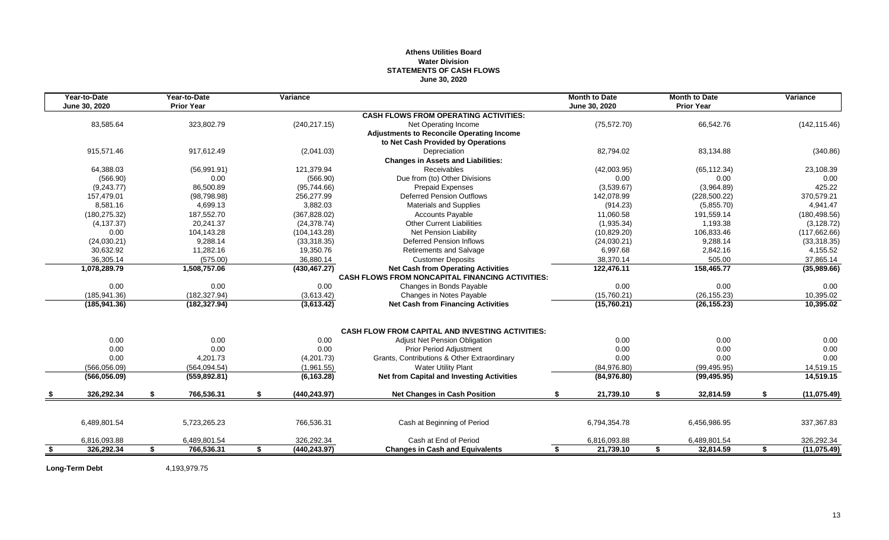**Athens Utilities Board**
**Water Division**
**STATEMENTS OF CASH FLOWS**
**June 30, 2020**

| Year-to-Date June 30, 2020 | Year-to-Date Prior Year | Variance | | Month to Date June 30, 2020 | Month to Date Prior Year | Variance |
|---|---|---|---|---|---|---|
| | | | **CASH FLOWS FROM OPERATING ACTIVITIES:** | | | |
| 83,585.64 | 323,802.79 | (240,217.15) | Net Operating Income | (75,572.70) | 66,542.76 | (142,115.46) |
| | | | **Adjustments to Reconcile Operating Income to Net Cash Provided by Operations** | | | |
| 915,571.46 | 917,612.49 | (2,041.03) | Depreciation | 82,794.02 | 83,134.88 | (340.86) |
| | | | **Changes in Assets and Liabilities:** | | | |
| 64,388.03 | (56,991.91) | 121,379.94 | Receivables | (42,003.95) | (65,112.34) | 23,108.39 |
| (566.90) | 0.00 | (566.90) | Due from (to) Other Divisions | 0.00 | 0.00 | 0.00 |
| (9,243.77) | 86,500.89 | (95,744.66) | Prepaid Expenses | (3,539.67) | (3,964.89) | 425.22 |
| 157,479.01 | (98,798.98) | 256,277.99 | Deferred Pension Outflows | 142,078.99 | (228,500.22) | 370,579.21 |
| 8,581.16 | 4,699.13 | 3,882.03 | Materials and Supplies | (914.23) | (5,855.70) | 4,941.47 |
| (180,275.32) | 187,552.70 | (367,828.02) | Accounts Payable | 11,060.58 | 191,559.14 | (180,498.56) |
| (4,137.37) | 20,241.37 | (24,378.74) | Other Current Liabilities | (1,935.34) | 1,193.38 | (3,128.72) |
| 0.00 | 104,143.28 | (104,143.28) | Net Pension Liability | (10,829.20) | 106,833.46 | (117,662.66) |
| (24,030.21) | 9,288.14 | (33,318.35) | Deferred Pension Inflows | (24,030.21) | 9,288.14 | (33,318.35) |
| 30,632.92 | 11,282.16 | 19,350.76 | Retirements and Salvage | 6,997.68 | 2,842.16 | 4,155.52 |
| 36,305.14 | (575.00) | 36,880.14 | Customer Deposits | 38,370.14 | 505.00 | 37,865.14 |
| **1,078,289.79** | **1,508,757.06** | **(430,467.27)** | **Net Cash from Operating Activities** | **122,476.11** | **158,465.77** | **(35,989.66)** |
| | | | **CASH FLOWS FROM NONCAPITAL FINANCING ACTIVITIES:** | | | |
| 0.00 | 0.00 | 0.00 | Changes in Bonds Payable | 0.00 | 0.00 | 0.00 |
| (185,941.36) | (182,327.94) | (3,613.42) | Changes in Notes Payable | (15,760.21) | (26,155.23) | 10,395.02 |
| **(185,941.36)** | **(182,327.94)** | **(3,613.42)** | **Net Cash from Financing Activities** | **(15,760.21)** | **(26,155.23)** | **10,395.02** |
| | | | **CASH FLOW FROM CAPITAL AND INVESTING ACTIVITIES:** | | | |
| 0.00 | 0.00 | 0.00 | Adjust Net Pension Obligation | 0.00 | 0.00 | 0.00 |
| 0.00 | 0.00 | 0.00 | Prior Period Adjustment | 0.00 | 0.00 | 0.00 |
| 0.00 | 4,201.73 | (4,201.73) | Grants, Contributions & Other Extraordinary | 0.00 | 0.00 | 0.00 |
| (566,056.09) | (564,094.54) | (1,961.55) | Water Utility Plant | (84,976.80) | (99,495.95) | 14,519.15 |
| **(566,056.09)** | **(559,892.81)** | **(6,163.28)** | **Net from Capital and Investing Activities** | **(84,976.80)** | **(99,495.95)** | **14,519.15** |
| **$ 326,292.34** | **$ 766,536.31** | **$ (440,243.97)** | **Net Changes in Cash Position** | **$ 21,739.10** | **$ 32,814.59** | **$ (11,075.49)** |
| 6,489,801.54 | 5,723,265.23 | 766,536.31 | Cash at Beginning of Period | 6,794,354.78 | 6,456,986.95 | 337,367.83 |
| 6,816,093.88 | 6,489,801.54 | 326,292.34 | Cash at End of Period | 6,816,093.88 | 6,489,801.54 | 326,292.34 |
| **$ 326,292.34** | **$ 766,536.31** | **$ (440,243.97)** | **Changes in Cash and Equivalents** | **$ 21,739.10** | **$ 32,814.59** | **$ (11,075.49)** |

**Long-Term Debt** 4,193,979.75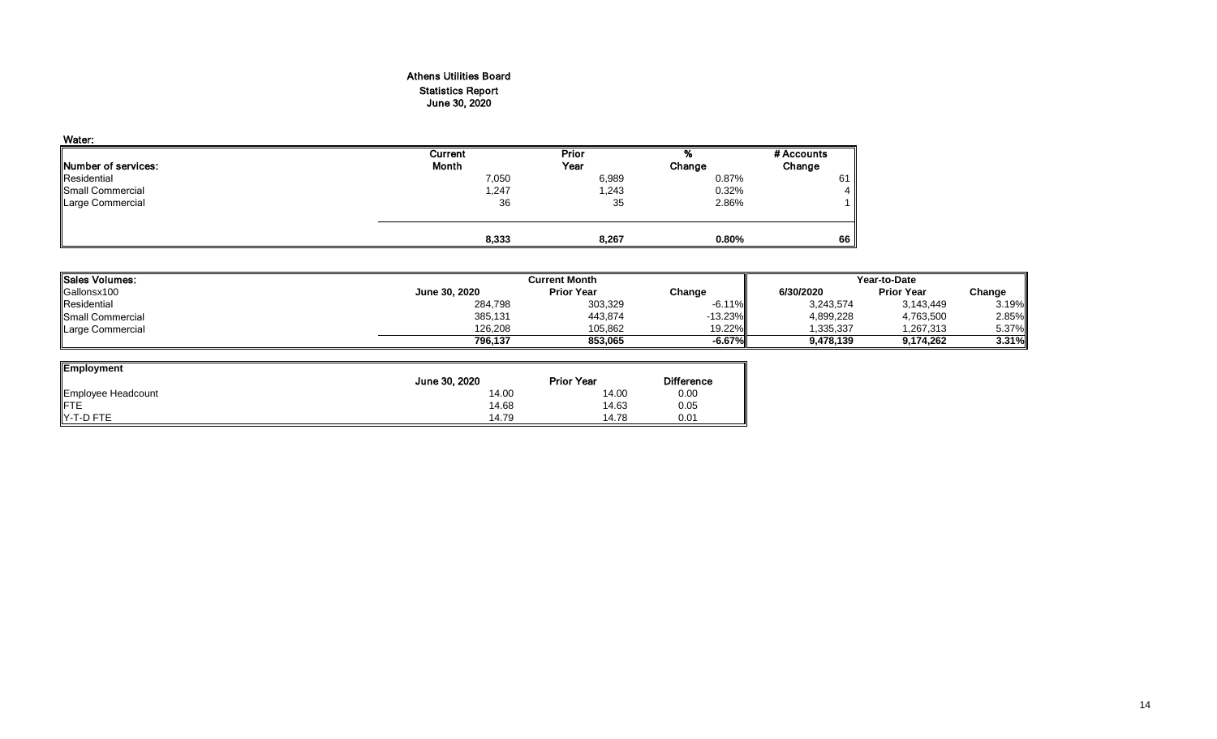# Athens Utilities Board

## Statistics Report

### June 30, 2020

**Water:**

| Number of services: | Current Month | Prior Year | % Change | # Accounts Change |
|---|---|---|---|---|
| Residential | 7,050 | 6,989 | 0.87% | 61 |
| Small Commercial | 1,247 | 1,243 | 0.32% | 4 |
| Large Commercial | 36 | 35 | 2.86% | 1 |
| | **8,333** | **8,267** | **0.80%** | **66** |

| Sales Volumes: | Current Month | | | Year-to-Date | | |
|---|---|---|---|---|---|---|
| Gallonsx100 | June 30, 2020 | Prior Year | Change | 6/30/2020 | Prior Year | Change |
| Residential | 284,798 | 303,329 | -6.11% | 3,243,574 | 3,143,449 | 3.19% |
| Small Commercial | 385,131 | 443,874 | -13.23% | 4,899,228 | 4,763,500 | 2.85% |
| Large Commercial | 126,208 | 105,862 | 19.22% | 1,335,337 | 1,267,313 | 5.37% |
| | **796,137** | **853,065** | **-6.67%** | **9,478,139** | **9,174,262** | **3.31%** |

| Employment | June 30, 2020 | Prior Year | Difference |
|---|---|---|---|
| Employee Headcount | 14.00 | 14.00 | 0.00 |
| FTE | 14.68 | 14.63 | 0.05 |
| Y-T-D FTE | 14.79 | 14.78 | 0.01 |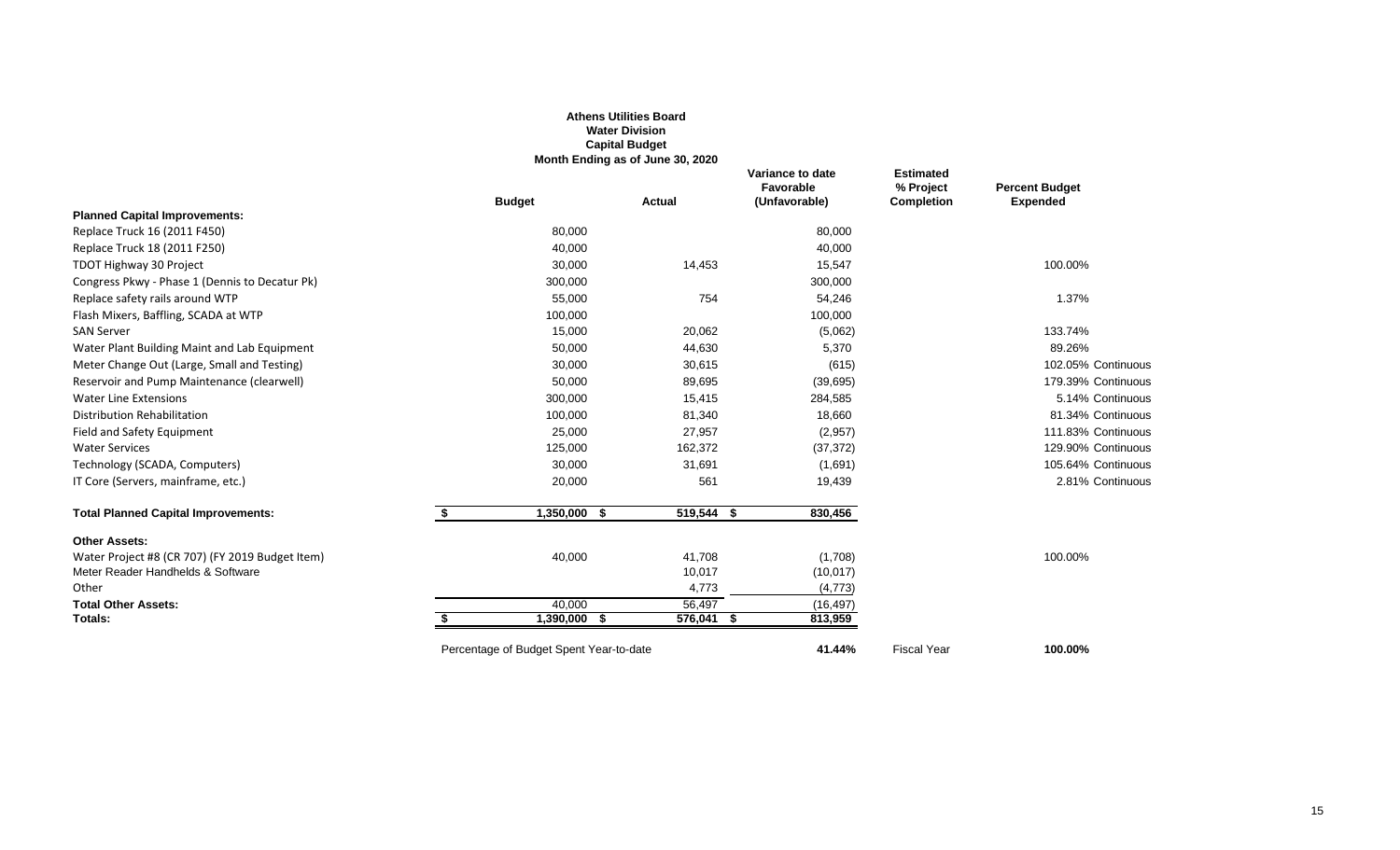**Athens Utilities Board**
**Water Division**
**Capital Budget**
**Month Ending as of June 30, 2020**

| | Budget | Actual | Variance to date Favorable (Unfavorable) | Estimated % Project Completion | Percent Budget Expended | |
|---|---|---|---|---|---|---|
| **Planned Capital Improvements:** | | | | | | |
| Replace Truck 16 (2011 F450) | 80,000 | | 80,000 | | | |
| Replace Truck 18 (2011 F250) | 40,000 | | 40,000 | | | |
| TDOT Highway 30 Project | 30,000 | 14,453 | 15,547 | | 100.00% | |
| Congress Pkwy - Phase 1 (Dennis to Decatur Pk) | 300,000 | | 300,000 | | | |
| Replace safety rails around WTP | 55,000 | 754 | 54,246 | | 1.37% | |
| Flash Mixers, Baffling, SCADA at WTP | 100,000 | | 100,000 | | | |
| SAN Server | 15,000 | 20,062 | (5,062) | | 133.74% | |
| Water Plant Building Maint and Lab Equipment | 50,000 | 44,630 | 5,370 | | 89.26% | |
| Meter Change Out (Large, Small and Testing) | 30,000 | 30,615 | (615) | | 102.05% | Continuous |
| Reservoir and Pump Maintenance (clearwell) | 50,000 | 89,695 | (39,695) | | 179.39% | Continuous |
| Water Line Extensions | 300,000 | 15,415 | 284,585 | | 5.14% | Continuous |
| Distribution Rehabilitation | 100,000 | 81,340 | 18,660 | | 81.34% | Continuous |
| Field and Safety Equipment | 25,000 | 27,957 | (2,957) | | 111.83% | Continuous |
| Water Services | 125,000 | 162,372 | (37,372) | | 129.90% | Continuous |
| Technology (SCADA, Computers) | 30,000 | 31,691 | (1,691) | | 105.64% | Continuous |
| IT Core (Servers, mainframe, etc.) | 20,000 | 561 | 19,439 | | 2.81% | Continuous |
| **Total Planned Capital Improvements:** | $ 1,350,000 | $ 519,544 | $ 830,456 | | | |
| **Other Assets:** | | | | | | |
| Water Project #8 (CR 707) (FY 2019 Budget Item) | 40,000 | 41,708 | (1,708) | | 100.00% | |
| Meter Reader Handhelds & Software | | 10,017 | (10,017) | | | |
| Other | | 4,773 | (4,773) | | | |
| **Total Other Assets:** | 40,000 | 56,497 | (16,497) | | | |
| **Totals:** | $ 1,390,000 | $ 576,041 | $ 813,959 | | | |
| Percentage of Budget Spent Year-to-date | | | **41.44%** | Fiscal Year | **100.00%** | |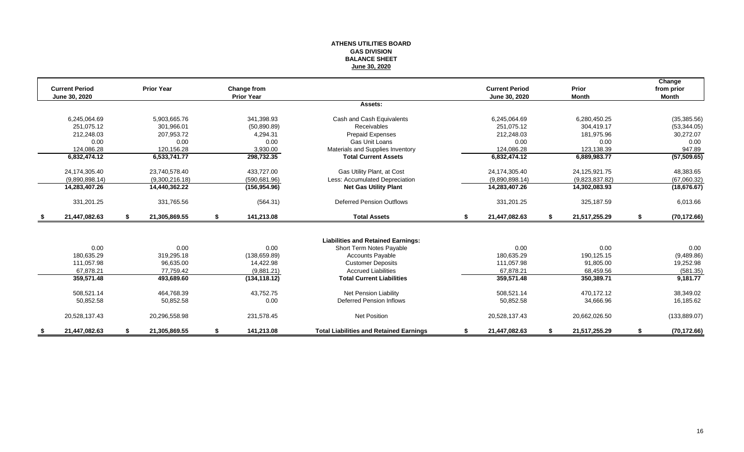**ATHENS UTILITIES BOARD**
**GAS DIVISION**
**BALANCE SHEET**
**June 30, 2020**

| Current Period June 30, 2020 | Prior Year | Change from Prior Year | | Current Period June 30, 2020 | Prior Month | Change from prior Month |
|---|---|---|---|---|---|---|
| | | | **Assets:** | | | |
| 6,245,064.69 | 5,903,665.76 | 341,398.93 | Cash and Cash Equivalents | 6,245,064.69 | 6,280,450.25 | (35,385.56) |
| 251,075.12 | 301,966.01 | (50,890.89) | Receivables | 251,075.12 | 304,419.17 | (53,344.05) |
| 212,248.03 | 207,953.72 | 4,294.31 | Prepaid Expenses | 212,248.03 | 181,975.96 | 30,272.07 |
| 0.00 | 0.00 | 0.00 | Gas Unit Loans | 0.00 | 0.00 | 0.00 |
| 124,086.28 | 120,156.28 | 3,930.00 | Materials and Supplies Inventory | 124,086.28 | 123,138.39 | 947.89 |
| **6,832,474.12** | **6,533,741.77** | **298,732.35** | **Total Current Assets** | **6,832,474.12** | **6,889,983.77** | **(57,509.65)** |
| 24,174,305.40 | 23,740,578.40 | 433,727.00 | Gas Utility Plant, at Cost | 24,174,305.40 | 24,125,921.75 | 48,383.65 |
| (9,890,898.14) | (9,300,216.18) | (590,681.96) | Less: Accumulated Depreciation | (9,890,898.14) | (9,823,837.82) | (67,060.32) |
| **14,283,407.26** | **14,440,362.22** | **(156,954.96)** | **Net Gas Utility Plant** | **14,283,407.26** | **14,302,083.93** | **(18,676.67)** |
| 331,201.25 | 331,765.56 | (564.31) | Deferred Pension Outflows | 331,201.25 | 325,187.59 | 6,013.66 |
| **$ 21,447,082.63** | **$ 21,305,869.55** | **$ 141,213.08** | **Total Assets** | **$ 21,447,082.63** | **$ 21,517,255.29** | **$ (70,172.66)** |
| | | | **Liabilities and Retained Earnings:** | | | |
| 0.00 | 0.00 | 0.00 | Short Term Notes Payable | 0.00 | 0.00 | 0.00 |
| 180,635.29 | 319,295.18 | (138,659.89) | Accounts Payable | 180,635.29 | 190,125.15 | (9,489.86) |
| 111,057.98 | 96,635.00 | 14,422.98 | Customer Deposits | 111,057.98 | 91,805.00 | 19,252.98 |
| 67,878.21 | 77,759.42 | (9,881.21) | Accrued Liabilities | 67,878.21 | 68,459.56 | (581.35) |
| **359,571.48** | **493,689.60** | **(134,118.12)** | **Total Current Liabilities** | **359,571.48** | **350,389.71** | **9,181.77** |
| 508,521.14 | 464,768.39 | 43,752.75 | Net Pension Liability | 508,521.14 | 470,172.12 | 38,349.02 |
| 50,852.58 | 50,852.58 | 0.00 | Deferred Pension Inflows | 50,852.58 | 34,666.96 | 16,185.62 |
| 20,528,137.43 | 20,296,558.98 | 231,578.45 | Net Position | 20,528,137.43 | 20,662,026.50 | (133,889.07) |
| **$ 21,447,082.63** | **$ 21,305,869.55** | **$ 141,213.08** | **Total Liabilities and Retained Earnings** | **$ 21,447,082.63** | **$ 21,517,255.29** | **$ (70,172.66)** |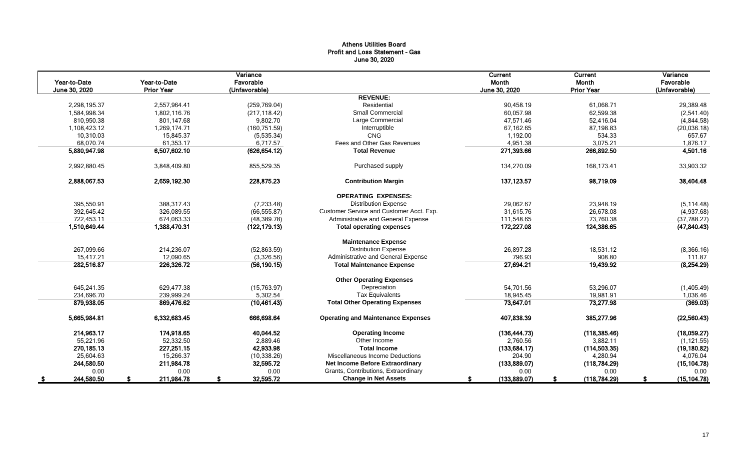# Athens Utilities Board
## Profit and Loss Statement - Gas
## June 30, 2020

| Year-to-Date June 30, 2020 | Year-to-Date Prior Year | Variance Favorable (Unfavorable) | | Current Month June 30, 2020 | Current Month Prior Year | Variance Favorable (Unfavorable) |
|---|---|---|---|---|---|---|
| | | | **REVENUE:** | | | |
| 2,298,195.37 | 2,557,964.41 | (259,769.04) | Residential | 90,458.19 | 61,068.71 | 29,389.48 |
| 1,584,998.34 | 1,802,116.76 | (217,118.42) | Small Commercial | 60,057.98 | 62,599.38 | (2,541.40) |
| 810,950.38 | 801,147.68 | 9,802.70 | Large Commercial | 47,571.46 | 52,416.04 | (4,844.58) |
| 1,108,423.12 | 1,269,174.71 | (160,751.59) | Interruptible | 67,162.65 | 87,198.83 | (20,036.18) |
| 10,310.03 | 15,845.37 | (5,535.34) | CNG | 1,192.00 | 534.33 | 657.67 |
| 68,070.74 | 61,353.17 | 6,717.57 | Fees and Other Gas Revenues | 4,951.38 | 3,075.21 | 1,876.17 |
| **5,880,947.98** | **6,507,602.10** | **(626,654.12)** | **Total Revenue** | **271,393.66** | **266,892.50** | **4,501.16** |
| 2,992,880.45 | 3,848,409.80 | 855,529.35 | Purchased supply | 134,270.09 | 168,173.41 | 33,903.32 |
| **2,888,067.53** | **2,659,192.30** | **228,875.23** | **Contribution Margin** | **137,123.57** | **98,719.09** | **38,404.48** |
| | | | **OPERATING EXPENSES:** | | | |
| 395,550.91 | 388,317.43 | (7,233.48) | Distribution Expense | 29,062.67 | 23,948.19 | (5,114.48) |
| 392,645.42 | 326,089.55 | (66,555.87) | Customer Service and Customer Acct. Exp. | 31,615.76 | 26,678.08 | (4,937.68) |
| 722,453.11 | 674,063.33 | (48,389.78) | Administrative and General Expense | 111,548.65 | 73,760.38 | (37,788.27) |
| **1,510,649.44** | **1,388,470.31** | **(122,179.13)** | **Total operating expenses** | **172,227.08** | **124,386.65** | **(47,840.43)** |
| | | | **Maintenance Expense** | | | |
| 267,099.66 | 214,236.07 | (52,863.59) | Distribution Expense | 26,897.28 | 18,531.12 | (8,366.16) |
| 15,417.21 | 12,090.65 | (3,326.56) | Administrative and General Expense | 796.93 | 908.80 | 111.87 |
| **282,516.87** | **226,326.72** | **(56,190.15)** | **Total Maintenance Expense** | **27,694.21** | **19,439.92** | **(8,254.29)** |
| | | | **Other Operating Expenses** | | | |
| 645,241.35 | 629,477.38 | (15,763.97) | Depreciation | 54,701.56 | 53,296.07 | (1,405.49) |
| 234,696.70 | 239,999.24 | 5,302.54 | Tax Equivalents | 18,945.45 | 19,981.91 | 1,036.46 |
| **879,938.05** | **869,476.62** | **(10,461.43)** | **Total Other Operating Expenses** | **73,647.01** | **73,277.98** | **(369.03)** |
| **5,665,984.81** | **6,332,683.45** | **666,698.64** | **Operating and Maintenance Expenses** | **407,838.39** | **385,277.96** | **(22,560.43)** |
| **214,963.17** | **174,918.65** | **40,044.52** | **Operating Income** | **(136,444.73)** | **(118,385.46)** | **(18,059.27)** |
| 55,221.96 | 52,332.50 | 2,889.46 | Other Income | 2,760.56 | 3,882.11 | (1,121.55) |
| **270,185.13** | **227,251.15** | **42,933.98** | **Total Income** | **(133,684.17)** | **(114,503.35)** | **(19,180.82)** |
| 25,604.63 | 15,266.37 | (10,338.26) | Miscellaneous Income Deductions | 204.90 | 4,280.94 | 4,076.04 |
| **244,580.50** | **211,984.78** | **32,595.72** | **Net Income Before Extraordinary** | **(133,889.07)** | **(118,784.29)** | **(15,104.78)** |
| 0.00 | 0.00 | 0.00 | Grants, Contributions, Extraordinary | 0.00 | 0.00 | 0.00 |
| **$ 244,580.50** | **$ 211,984.78** | **$ 32,595.72** | **Change in Net Assets** | **$ (133,889.07)** | **$ (118,784.29)** | **$ (15,104.78)** |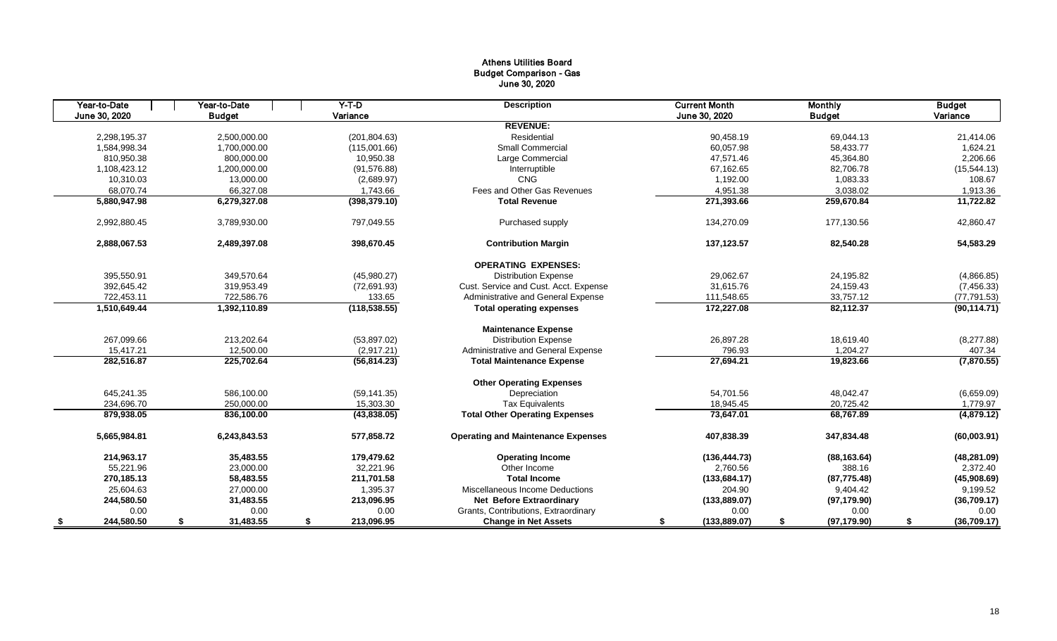# Athens Utilities Board
## Budget Comparison - Gas
### June 30, 2020

| Year-to-Date June 30, 2020 | Year-to-Date Budget | Y-T-D Variance | Description | Current Month June 30, 2020 | Monthly Budget | Budget Variance |
|---|---|---|---|---|---|---|
| | | | **REVENUE:** | | | |
| 2,298,195.37 | 2,500,000.00 | (201,804.63) | Residential | 90,458.19 | 69,044.13 | 21,414.06 |
| 1,584,998.34 | 1,700,000.00 | (115,001.66) | Small Commercial | 60,057.98 | 58,433.77 | 1,624.21 |
| 810,950.38 | 800,000.00 | 10,950.38 | Large Commercial | 47,571.46 | 45,364.80 | 2,206.66 |
| 1,108,423.12 | 1,200,000.00 | (91,576.88) | Interruptible | 67,162.65 | 82,706.78 | (15,544.13) |
| 10,310.03 | 13,000.00 | (2,689.97) | CNG | 1,192.00 | 1,083.33 | 108.67 |
| 68,070.74 | 66,327.08 | 1,743.66 | Fees and Other Gas Revenues | 4,951.38 | 3,038.02 | 1,913.36 |
| **5,880,947.98** | **6,279,327.08** | **(398,379.10)** | **Total Revenue** | **271,393.66** | **259,670.84** | **11,722.82** |
| 2,992,880.45 | 3,789,930.00 | 797,049.55 | Purchased supply | 134,270.09 | 177,130.56 | 42,860.47 |
| **2,888,067.53** | **2,489,397.08** | **398,670.45** | **Contribution Margin** | **137,123.57** | **82,540.28** | **54,583.29** |
| | | | **OPERATING EXPENSES:** | | | |
| 395,550.91 | 349,570.64 | (45,980.27) | Distribution Expense | 29,062.67 | 24,195.82 | (4,866.85) |
| 392,645.42 | 319,953.49 | (72,691.93) | Cust. Service and Cust. Acct. Expense | 31,615.76 | 24,159.43 | (7,456.33) |
| 722,453.11 | 722,586.76 | 133.65 | Administrative and General Expense | 111,548.65 | 33,757.12 | (77,791.53) |
| **1,510,649.44** | **1,392,110.89** | **(118,538.55)** | **Total operating expenses** | **172,227.08** | **82,112.37** | **(90,114.71)** |
| | | | **Maintenance Expense** | | | |
| 267,099.66 | 213,202.64 | (53,897.02) | Distribution Expense | 26,897.28 | 18,619.40 | (8,277.88) |
| 15,417.21 | 12,500.00 | (2,917.21) | Administrative and General Expense | 796.93 | 1,204.27 | 407.34 |
| **282,516.87** | **225,702.64** | **(56,814.23)** | **Total Maintenance Expense** | **27,694.21** | **19,823.66** | **(7,870.55)** |
| | | | **Other Operating Expenses** | | | |
| 645,241.35 | 586,100.00 | (59,141.35) | Depreciation | 54,701.56 | 48,042.47 | (6,659.09) |
| 234,696.70 | 250,000.00 | 15,303.30 | Tax Equivalents | 18,945.45 | 20,725.42 | 1,779.97 |
| **879,938.05** | **836,100.00** | **(43,838.05)** | **Total Other Operating Expenses** | **73,647.01** | **68,767.89** | **(4,879.12)** |
| **5,665,984.81** | **6,243,843.53** | **577,858.72** | **Operating and Maintenance Expenses** | **407,838.39** | **347,834.48** | **(60,003.91)** |
| **214,963.17** | **35,483.55** | **179,479.62** | **Operating Income** | **(136,444.73)** | **(88,163.64)** | **(48,281.09)** |
| 55,221.96 | 23,000.00 | 32,221.96 | Other Income | 2,760.56 | 388.16 | 2,372.40 |
| **270,185.13** | **58,483.55** | **211,701.58** | **Total Income** | **(133,684.17)** | **(87,775.48)** | **(45,908.69)** |
| 25,604.63 | 27,000.00 | 1,395.37 | Miscellaneous Income Deductions | 204.90 | 9,404.42 | 9,199.52 |
| **244,580.50** | **31,483.55** | **213,096.95** | **Net Before Extraordinary** | **(133,889.07)** | **(97,179.90)** | **(36,709.17)** |
| 0.00 | 0.00 | 0.00 | Grants, Contributions, Extraordinary | 0.00 | 0.00 | 0.00 |
| **$ 244,580.50** | **$ 31,483.55** | **$ 213,096.95** | **Change in Net Assets** | **$ (133,889.07)** | **$ (97,179.90)** | **$ (36,709.17)** |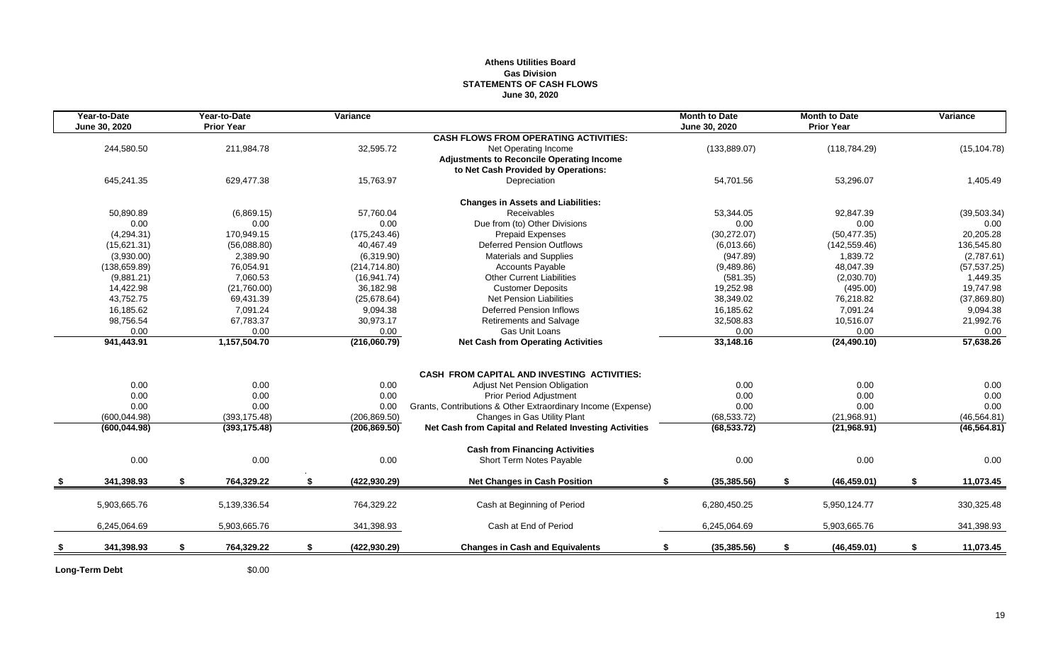# Athens Utilities Board
## Gas Division
## STATEMENTS OF CASH FLOWS
### June 30, 2020

| Year-to-Date June 30, 2020 | Year-to-Date Prior Year | Variance | | Month to Date June 30, 2020 | Month to Date Prior Year | Variance |
|---|---|---|---|---|---|---|
| | | | **CASH FLOWS FROM OPERATING ACTIVITIES:** | | | |
| 244,580.50 | 211,984.78 | 32,595.72 | Net Operating Income | (133,889.07) | (118,784.29) | (15,104.78) |
| | | | **Adjustments to Reconcile Operating Income to Net Cash Provided by Operations:** | | | |
| 645,241.35 | 629,477.38 | 15,763.97 | Depreciation | 54,701.56 | 53,296.07 | 1,405.49 |
| | | | **Changes in Assets and Liabilities:** | | | |
| 50,890.89 | (6,869.15) | 57,760.04 | Receivables | 53,344.05 | 92,847.39 | (39,503.34) |
| 0.00 | 0.00 | 0.00 | Due from (to) Other Divisions | 0.00 | 0.00 | 0.00 |
| (4,294.31) | 170,949.15 | (175,243.46) | Prepaid Expenses | (30,272.07) | (50,477.35) | 20,205.28 |
| (15,621.31) | (56,088.80) | 40,467.49 | Deferred Pension Outflows | (6,013.66) | (142,559.46) | 136,545.80 |
| (3,930.00) | 2,389.90 | (6,319.90) | Materials and Supplies | (947.89) | 1,839.72 | (2,787.61) |
| (138,659.89) | 76,054.91 | (214,714.80) | Accounts Payable | (9,489.86) | 48,047.39 | (57,537.25) |
| (9,881.21) | 7,060.53 | (16,941.74) | Other Current Liabilities | (581.35) | (2,030.70) | 1,449.35 |
| 14,422.98 | (21,760.00) | 36,182.98 | Customer Deposits | 19,252.98 | (495.00) | 19,747.98 |
| 43,752.75 | 69,431.39 | (25,678.64) | Net Pension Liabilities | 38,349.02 | 76,218.82 | (37,869.80) |
| 16,185.62 | 7,091.24 | 9,094.38 | Deferred Pension Inflows | 16,185.62 | 7,091.24 | 9,094.38 |
| 98,756.54 | 67,783.37 | 30,973.17 | Retirements and Salvage | 32,508.83 | 10,516.07 | 21,992.76 |
| 0.00 | 0.00 | 0.00 | Gas Unit Loans | 0.00 | 0.00 | 0.00 |
| **941,443.91** | **1,157,504.70** | **(216,060.79)** | **Net Cash from Operating Activities** | **33,148.16** | **(24,490.10)** | **57,638.26** |
| | | | **CASH FROM CAPITAL AND INVESTING ACTIVITIES:** | | | |
| 0.00 | 0.00 | 0.00 | Adjust Net Pension Obligation | 0.00 | 0.00 | 0.00 |
| 0.00 | 0.00 | 0.00 | Prior Period Adjustment | 0.00 | 0.00 | 0.00 |
| 0.00 | 0.00 | 0.00 | Grants, Contributions & Other Extraordinary Income (Expense) | 0.00 | 0.00 | 0.00 |
| (600,044.98) | (393,175.48) | (206,869.50) | Changes in Gas Utility Plant | (68,533.72) | (21,968.91) | (46,564.81) |
| **(600,044.98)** | **(393,175.48)** | **(206,869.50)** | **Net Cash from Capital and Related Investing Activities** | **(68,533.72)** | **(21,968.91)** | **(46,564.81)** |
| | | | **Cash from Financing Activities** | | | |
| 0.00 | 0.00 | 0.00 | Short Term Notes Payable | 0.00 | 0.00 | 0.00 |
| **$ 341,398.93** | **$ 764,329.22** | **$ (422,930.29)** | **Net Changes in Cash Position** | **$ (35,385.56)** | **$ (46,459.01)** | **$ 11,073.45** |
| 5,903,665.76 | 5,139,336.54 | 764,329.22 | Cash at Beginning of Period | 6,280,450.25 | 5,950,124.77 | 330,325.48 |
| 6,245,064.69 | 5,903,665.76 | 341,398.93 | Cash at End of Period | 6,245,064.69 | 5,903,665.76 | 341,398.93 |
| **$ 341,398.93** | **$ 764,329.22** | **$ (422,930.29)** | **Changes in Cash and Equivalents** | **$ (35,385.56)** | **$ (46,459.01)** | **$ 11,073.45** |

**Long-Term Debt** $0.00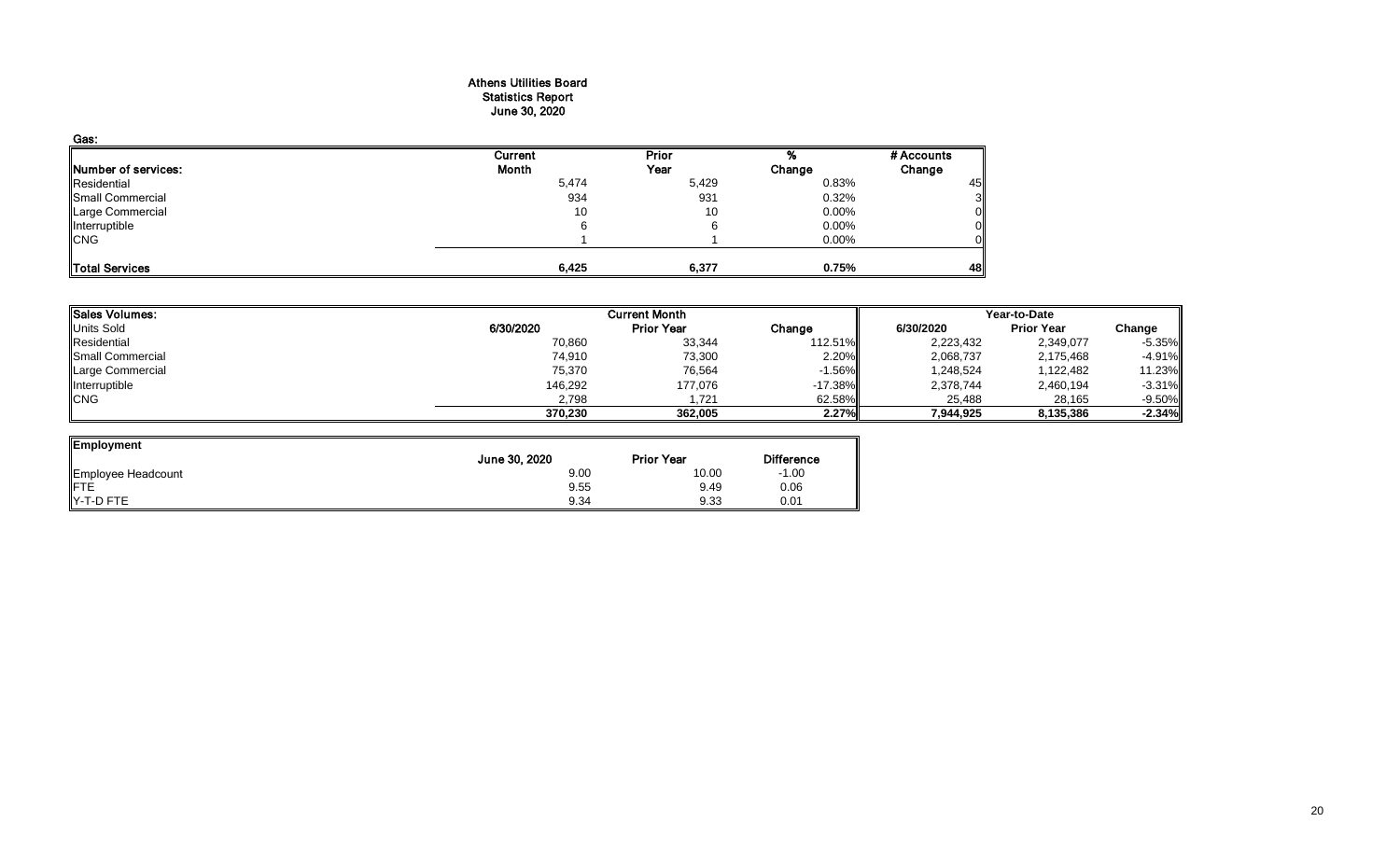# Athens Utilities Board
## Statistics Report
## June 30, 2020

**Gas:**

| Number of services: | Current Month | Prior Year | % Change | # Accounts Change |
|---|---|---|---|---|
| Residential | 5,474 | 5,429 | 0.83% | 45 |
| Small Commercial | 934 | 931 | 0.32% | 3 |
| Large Commercial | 10 | 10 | 0.00% | 0 |
| Interruptible | 6 | 6 | 0.00% | 0 |
| CNG | 1 | 1 | 0.00% | 0 |
| **Total Services** | **6,425** | **6,377** | **0.75%** | **48** |

| Sales Volumes: | Current Month | | | Year-to-Date | | |
|---|---|---|---|---|---|---|
| Units Sold | 6/30/2020 | Prior Year | Change | 6/30/2020 | Prior Year | Change |
| Residential | 70,860 | 33,344 | 112.51% | 2,223,432 | 2,349,077 | -5.35% |
| Small Commercial | 74,910 | 73,300 | 2.20% | 2,068,737 | 2,175,468 | -4.91% |
| Large Commercial | 75,370 | 76,564 | -1.56% | 1,248,524 | 1,122,482 | 11.23% |
| Interruptible | 146,292 | 177,076 | -17.38% | 2,378,744 | 2,460,194 | -3.31% |
| CNG | 2,798 | 1,721 | 62.58% | 25,488 | 28,165 | -9.50% |
| | **370,230** | **362,005** | **2.27%** | **7,944,925** | **8,135,386** | **-2.34%** |

| Employment | June 30, 2020 | Prior Year | Difference |
|---|---|---|---|
| Employee Headcount | 9.00 | 10.00 | -1.00 |
| FTE | 9.55 | 9.49 | 0.06 |
| Y-T-D FTE | 9.34 | 9.33 | 0.01 |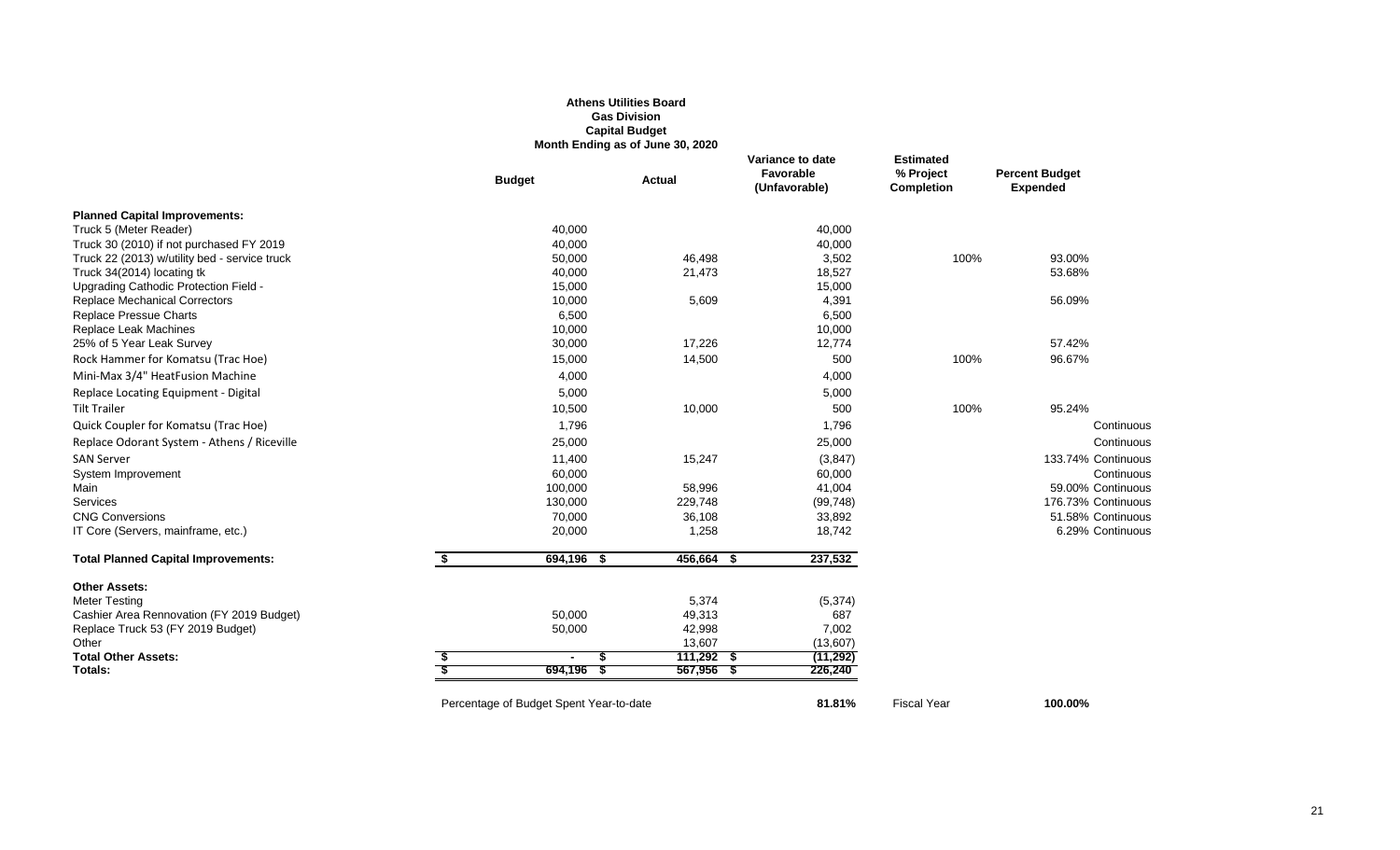**Athens Utilities Board**
**Gas Division**
**Capital Budget**
**Month Ending as of June 30, 2020**

| | Budget | Actual | Variance to date Favorable (Unfavorable) | Estimated % Project Completion | Percent Budget Expended | |
|---|---|---|---|---|---|---|
| **Planned Capital Improvements:** | | | | | | |
| Truck 5 (Meter Reader) | 40,000 | | 40,000 | | | |
| Truck 30 (2010) if not purchased FY 2019 | 40,000 | | 40,000 | | | |
| Truck 22 (2013) w/utility bed - service truck | 50,000 | 46,498 | 3,502 | 100% | 93.00% | |
| Truck 34(2014) locating tk | 40,000 | 21,473 | 18,527 | | 53.68% | |
| Upgrading Cathodic Protection Field - | 15,000 | | 15,000 | | | |
| Replace Mechanical Correctors | 10,000 | 5,609 | 4,391 | | 56.09% | |
| Replace Pressue Charts | 6,500 | | 6,500 | | | |
| Replace Leak Machines | 10,000 | | 10,000 | | | |
| 25% of 5 Year Leak Survey | 30,000 | 17,226 | 12,774 | | 57.42% | |
| Rock Hammer for Komatsu (Trac Hoe) | 15,000 | 14,500 | 500 | 100% | 96.67% | |
| Mini-Max 3/4" HeatFusion Machine | 4,000 | | 4,000 | | | |
| Replace Locating Equipment - Digital | 5,000 | | 5,000 | | | |
| Tilt Trailer | 10,500 | 10,000 | 500 | 100% | 95.24% | |
| Quick Coupler for Komatsu (Trac Hoe) | 1,796 | | 1,796 | | | Continuous |
| Replace Odorant System - Athens / Riceville | 25,000 | | 25,000 | | | Continuous |
| SAN Server | 11,400 | 15,247 | (3,847) | | 133.74% | Continuous |
| System Improvement | 60,000 | | 60,000 | | | Continuous |
| Main | 100,000 | 58,996 | 41,004 | | 59.00% | Continuous |
| Services | 130,000 | 229,748 | (99,748) | | 176.73% | Continuous |
| CNG Conversions | 70,000 | 36,108 | 33,892 | | 51.58% | Continuous |
| IT Core (Servers, mainframe, etc.) | 20,000 | 1,258 | 18,742 | | 6.29% | Continuous |
| **Total Planned Capital Improvements:** | $ 694,196 | $ 456,664 | $ 237,532 | | | |
| **Other Assets:** | | | | | | |
| Meter Testing | | 5,374 | (5,374) | | | |
| Cashier Area Rennovation (FY 2019 Budget) | 50,000 | 49,313 | 687 | | | |
| Replace Truck 53 (FY 2019 Budget) | 50,000 | 42,998 | 7,002 | | | |
| Other | | 13,607 | (13,607) | | | |
| **Total Other Assets:** | $ - | $ 111,292 | $ (11,292) | | | |
| **Totals:** | $ 694,196 | $ 567,956 | $ 226,240 | | | |
| | Percentage of Budget Spent Year-to-date | | **81.81%** | Fiscal Year | **100.00%** | |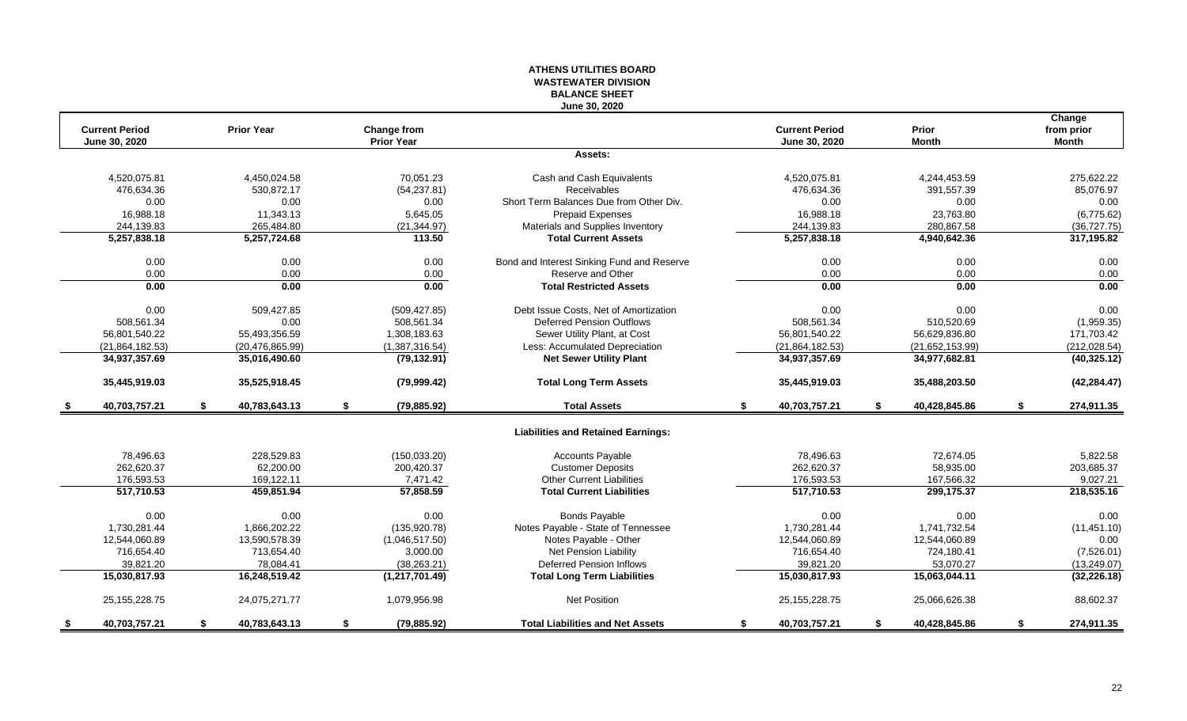# ATHENS UTILITIES BOARD
## WASTEWATER DIVISION
## BALANCE SHEET
### June 30, 2020

| Current Period June 30, 2020 | Prior Year | Change from Prior Year | | Current Period June 30, 2020 | Prior Month | Change from prior Month |
|---|---|---|---|---|---|---|
| | | | **Assets:** | | | |
| 4,520,075.81 | 4,450,024.58 | 70,051.23 | Cash and Cash Equivalents | 4,520,075.81 | 4,244,453.59 | 275,622.22 |
| 476,634.36 | 530,872.17 | (54,237.81) | Receivables | 476,634.36 | 391,557.39 | 85,076.97 |
| 0.00 | 0.00 | 0.00 | Short Term Balances Due from Other Div. | 0.00 | 0.00 | 0.00 |
| 16,988.18 | 11,343.13 | 5,645.05 | Prepaid Expenses | 16,988.18 | 23,763.80 | (6,775.62) |
| 244,139.83 | 265,484.80 | (21,344.97) | Materials and Supplies Inventory | 244,139.83 | 280,867.58 | (36,727.75) |
| **5,257,838.18** | **5,257,724.68** | **113.50** | **Total Current Assets** | **5,257,838.18** | **4,940,642.36** | **317,195.82** |
| 0.00 | 0.00 | 0.00 | Bond and Interest Sinking Fund and Reserve | 0.00 | 0.00 | 0.00 |
| 0.00 | 0.00 | 0.00 | Reserve and Other | 0.00 | 0.00 | 0.00 |
| **0.00** | **0.00** | **0.00** | **Total Restricted Assets** | **0.00** | **0.00** | **0.00** |
| 0.00 | 509,427.85 | (509,427.85) | Debt Issue Costs, Net of Amortization | 0.00 | 0.00 | 0.00 |
| 508,561.34 | 0.00 | 508,561.34 | Deferred Pension Outflows | 508,561.34 | 510,520.69 | (1,959.35) |
| 56,801,540.22 | 55,493,356.59 | 1,308,183.63 | Sewer Utility Plant, at Cost | 56,801,540.22 | 56,629,836.80 | 171,703.42 |
| (21,864,182.53) | (20,476,865.99) | (1,387,316.54) | Less: Accumulated Depreciation | (21,864,182.53) | (21,652,153.99) | (212,028.54) |
| **34,937,357.69** | **35,016,490.60** | **(79,132.91)** | **Net Sewer Utility Plant** | **34,937,357.69** | **34,977,682.81** | **(40,325.12)** |
| **35,445,919.03** | **35,525,918.45** | **(79,999.42)** | **Total Long Term Assets** | **35,445,919.03** | **35,488,203.50** | **(42,284.47)** |
| **$ 40,703,757.21** | **$ 40,783,643.13** | **$ (79,885.92)** | **Total Assets** | **$ 40,703,757.21** | **$ 40,428,845.86** | **$ 274,911.35** |
| | | | **Liabilities and Retained Earnings:** | | | |
| 78,496.63 | 228,529.83 | (150,033.20) | Accounts Payable | 78,496.63 | 72,674.05 | 5,822.58 |
| 262,620.37 | 62,200.00 | 200,420.37 | Customer Deposits | 262,620.37 | 58,935.00 | 203,685.37 |
| 176,593.53 | 169,122.11 | 7,471.42 | Other Current Liabilities | 176,593.53 | 167,566.32 | 9,027.21 |
| **517,710.53** | **459,851.94** | **57,858.59** | **Total Current Liabilities** | **517,710.53** | **299,175.37** | **218,535.16** |
| 0.00 | 0.00 | 0.00 | Bonds Payable | 0.00 | 0.00 | 0.00 |
| 1,730,281.44 | 1,866,202.22 | (135,920.78) | Notes Payable - State of Tennessee | 1,730,281.44 | 1,741,732.54 | (11,451.10) |
| 12,544,060.89 | 13,590,578.39 | (1,046,517.50) | Notes Payable - Other | 12,544,060.89 | 12,544,060.89 | 0.00 |
| 716,654.40 | 713,654.40 | 3,000.00 | Net Pension Liability | 716,654.40 | 724,180.41 | (7,526.01) |
| 39,821.20 | 78,084.41 | (38,263.21) | Deferred Pension Inflows | 39,821.20 | 53,070.27 | (13,249.07) |
| **15,030,817.93** | **16,248,519.42** | **(1,217,701.49)** | **Total Long Term Liabilities** | **15,030,817.93** | **15,063,044.11** | **(32,226.18)** |
| 25,155,228.75 | 24,075,271.77 | 1,079,956.98 | Net Position | 25,155,228.75 | 25,066,626.38 | 88,602.37 |
| **$ 40,703,757.21** | **$ 40,783,643.13** | **$ (79,885.92)** | **Total Liabilities and Net Assets** | **$ 40,703,757.21** | **$ 40,428,845.86** | **$ 274,911.35** |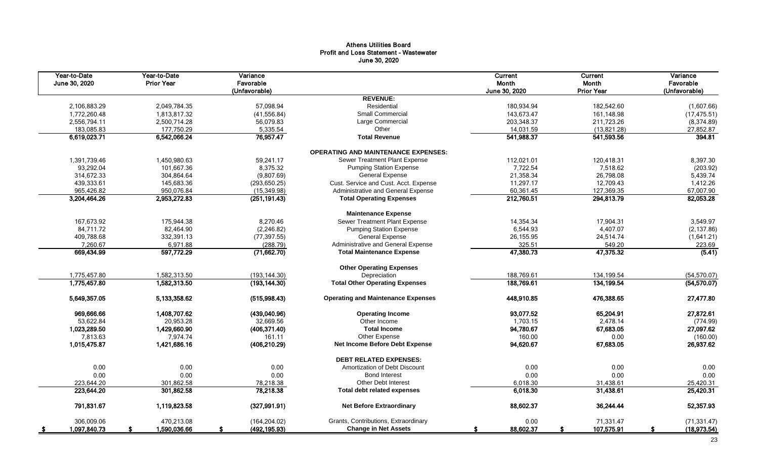# Athens Utilities Board
## Profit and Loss Statement - Wastewater
### June 30, 2020

| Year-to-Date June 30, 2020 | Year-to-Date Prior Year | Variance Favorable (Unfavorable) | | Current Month June 30, 2020 | Current Month Prior Year | Variance Favorable (Unfavorable) |
|---:|---:|---:|:---:|---:|---:|---:|
| | | | **REVENUE:** | | | |
| 2,106,883.29 | 2,049,784.35 | 57,098.94 | Residential | 180,934.94 | 182,542.60 | (1,607.66) |
| 1,772,260.48 | 1,813,817.32 | (41,556.84) | Small Commercial | 143,673.47 | 161,148.98 | (17,475.51) |
| 2,556,794.11 | 2,500,714.28 | 56,079.83 | Large Commercial | 203,348.37 | 211,723.26 | (8,374.89) |
| 183,085.83 | 177,750.29 | 5,335.54 | Other | 14,031.59 | (13,821.28) | 27,852.87 |
| **6,619,023.71** | **6,542,066.24** | **76,957.47** | **Total Revenue** | **541,988.37** | **541,593.56** | **394.81** |
| | | | **OPERATING AND MAINTENANCE EXPENSES:** | | | |
| 1,391,739.46 | 1,450,980.63 | 59,241.17 | Sewer Treatment Plant Expense | 112,021.01 | 120,418.31 | 8,397.30 |
| 93,292.04 | 101,667.36 | 8,375.32 | Pumping Station Expense | 7,722.54 | 7,518.62 | (203.92) |
| 314,672.33 | 304,864.64 | (9,807.69) | General Expense | 21,358.34 | 26,798.08 | 5,439.74 |
| 439,333.61 | 145,683.36 | (293,650.25) | Cust. Service and Cust. Acct. Expense | 11,297.17 | 12,709.43 | 1,412.26 |
| 965,426.82 | 950,076.84 | (15,349.98) | Administrative and General Expense | 60,361.45 | 127,369.35 | 67,007.90 |
| **3,204,464.26** | **2,953,272.83** | **(251,191.43)** | **Total Operating Expenses** | **212,760.51** | **294,813.79** | **82,053.28** |
| | | | **Maintenance Expense** | | | |
| 167,673.92 | 175,944.38 | 8,270.46 | Sewer Treatment Plant Expense | 14,354.34 | 17,904.31 | 3,549.97 |
| 84,711.72 | 82,464.90 | (2,246.82) | Pumping Station Expense | 6,544.93 | 4,407.07 | (2,137.86) |
| 409,788.68 | 332,391.13 | (77,397.55) | General Expense | 26,155.95 | 24,514.74 | (1,641.21) |
| 7,260.67 | 6,971.88 | (288.79) | Administrative and General Expense | 325.51 | 549.20 | 223.69 |
| **669,434.99** | **597,772.29** | **(71,662.70)** | **Total Maintenance Expense** | **47,380.73** | **47,375.32** | **(5.41)** |
| | | | **Other Operating Expenses** | | | |
| 1,775,457.80 | 1,582,313.50 | (193,144.30) | Depreciation | 188,769.61 | 134,199.54 | (54,570.07) |
| **1,775,457.80** | **1,582,313.50** | **(193,144.30)** | **Total Other Operating Expenses** | **188,769.61** | **134,199.54** | **(54,570.07)** |
| **5,649,357.05** | **5,133,358.62** | **(515,998.43)** | **Operating and Maintenance Expenses** | **448,910.85** | **476,388.65** | **27,477.80** |
| **969,666.66** | **1,408,707.62** | **(439,040.96)** | **Operating Income** | **93,077.52** | **65,204.91** | **27,872.61** |
| 53,622.84 | 20,953.28 | 32,669.56 | Other Income | 1,703.15 | 2,478.14 | (774.99) |
| **1,023,289.50** | **1,429,660.90** | **(406,371.40)** | **Total Income** | **94,780.67** | **67,683.05** | **27,097.62** |
| 7,813.63 | 7,974.74 | 161.11 | Other Expense | 160.00 | 0.00 | (160.00) |
| **1,015,475.87** | **1,421,686.16** | **(406,210.29)** | **Net Income Before Debt Expense** | **94,620.67** | **67,683.05** | **26,937.62** |
| | | | **DEBT RELATED EXPENSES:** | | | |
| 0.00 | 0.00 | 0.00 | Amortization of Debt Discount | 0.00 | 0.00 | 0.00 |
| 0.00 | 0.00 | 0.00 | Bond Interest | 0.00 | 0.00 | 0.00 |
| 223,644.20 | 301,862.58 | 78,218.38 | Other Debt Interest | 6,018.30 | 31,438.61 | 25,420.31 |
| **223,644.20** | **301,862.58** | **78,218.38** | **Total debt related expenses** | **6,018.30** | **31,438.61** | **25,420.31** |
| **791,831.67** | **1,119,823.58** | **(327,991.91)** | **Net Before Extraordinary** | **88,602.37** | **36,244.44** | **52,357.93** |
| 306,009.06 | 470,213.08 | (164,204.02) | Grants, Contributions, Extraordinary | 0.00 | 71,331.47 | (71,331.47) |
| **$ 1,097,840.73** | **$ 1,590,036.66** | **$ (492,195.93)** | **Change in Net Assets** | **$ 88,602.37** | **$ 107,575.91** | **$ (18,973.54)** |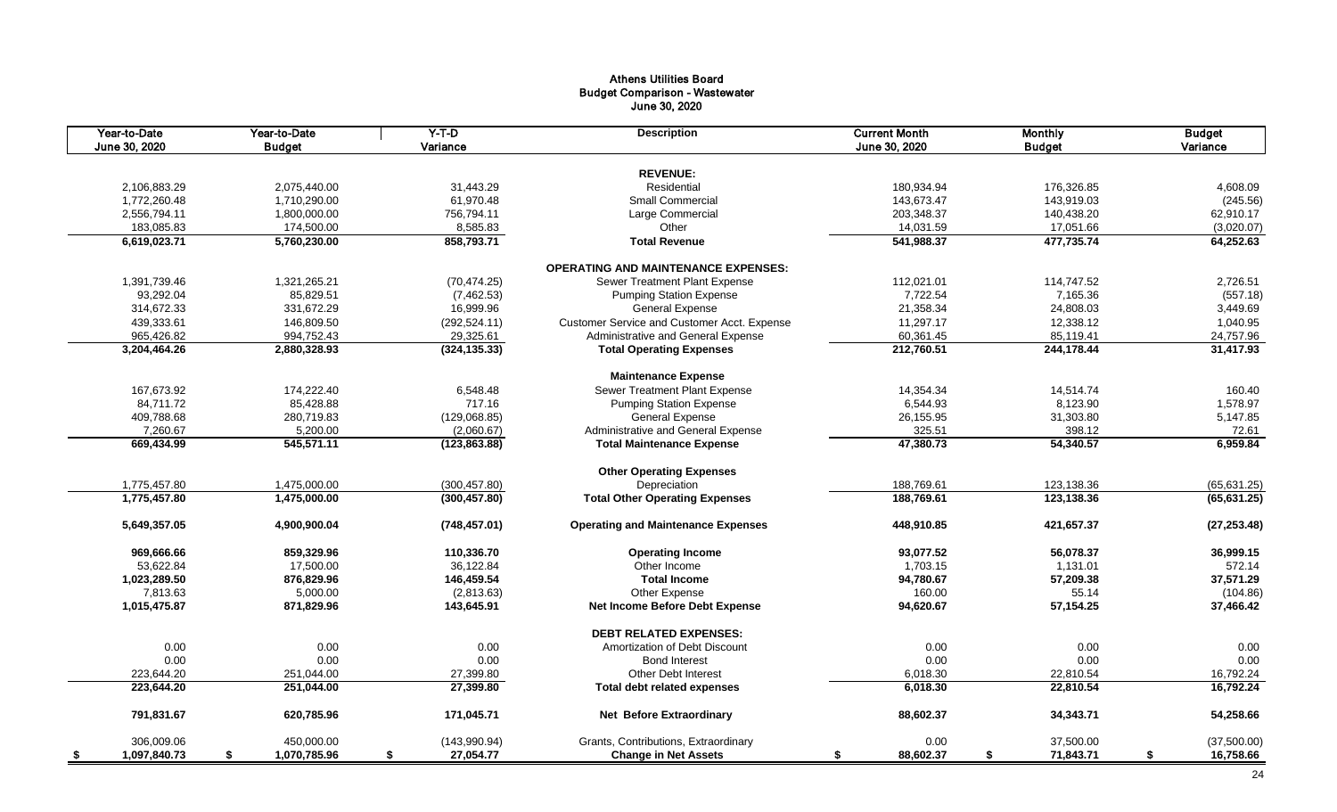# Athens Utilities Board
## Budget Comparison - Wastewater
### June 30, 2020

| Year-to-Date June 30, 2020 | Year-to-Date Budget | Y-T-D Variance | Description | Current Month June 30, 2020 | Monthly Budget | Budget Variance |
|---|---|---|---|---|---|---|
| | | | **REVENUE:** | | | |
| 2,106,883.29 | 2,075,440.00 | 31,443.29 | Residential | 180,934.94 | 176,326.85 | 4,608.09 |
| 1,772,260.48 | 1,710,290.00 | 61,970.48 | Small Commercial | 143,673.47 | 143,919.03 | (245.56) |
| 2,556,794.11 | 1,800,000.00 | 756,794.11 | Large Commercial | 203,348.37 | 140,438.20 | 62,910.17 |
| 183,085.83 | 174,500.00 | 8,585.83 | Other | 14,031.59 | 17,051.66 | (3,020.07) |
| **6,619,023.71** | **5,760,230.00** | **858,793.71** | **Total Revenue** | **541,988.37** | **477,735.74** | **64,252.63** |
| | | | **OPERATING AND MAINTENANCE EXPENSES:** | | | |
| 1,391,739.46 | 1,321,265.21 | (70,474.25) | Sewer Treatment Plant Expense | 112,021.01 | 114,747.52 | 2,726.51 |
| 93,292.04 | 85,829.51 | (7,462.53) | Pumping Station Expense | 7,722.54 | 7,165.36 | (557.18) |
| 314,672.33 | 331,672.29 | 16,999.96 | General Expense | 21,358.34 | 24,808.03 | 3,449.69 |
| 439,333.61 | 146,809.50 | (292,524.11) | Customer Service and Customer Acct. Expense | 11,297.17 | 12,338.12 | 1,040.95 |
| 965,426.82 | 994,752.43 | 29,325.61 | Administrative and General Expense | 60,361.45 | 85,119.41 | 24,757.96 |
| **3,204,464.26** | **2,880,328.93** | **(324,135.33)** | **Total Operating Expenses** | **212,760.51** | **244,178.44** | **31,417.93** |
| | | | **Maintenance Expense** | | | |
| 167,673.92 | 174,222.40 | 6,548.48 | Sewer Treatment Plant Expense | 14,354.34 | 14,514.74 | 160.40 |
| 84,711.72 | 85,428.88 | 717.16 | Pumping Station Expense | 6,544.93 | 8,123.90 | 1,578.97 |
| 409,788.68 | 280,719.83 | (129,068.85) | General Expense | 26,155.95 | 31,303.80 | 5,147.85 |
| 7,260.67 | 5,200.00 | (2,060.67) | Administrative and General Expense | 325.51 | 398.12 | 72.61 |
| **669,434.99** | **545,571.11** | **(123,863.88)** | **Total Maintenance Expense** | **47,380.73** | **54,340.57** | **6,959.84** |
| | | | **Other Operating Expenses** | | | |
| 1,775,457.80 | 1,475,000.00 | (300,457.80) | Depreciation | 188,769.61 | 123,138.36 | (65,631.25) |
| **1,775,457.80** | **1,475,000.00** | **(300,457.80)** | **Total Other Operating Expenses** | **188,769.61** | **123,138.36** | **(65,631.25)** |
| **5,649,357.05** | **4,900,900.04** | **(748,457.01)** | **Operating and Maintenance Expenses** | **448,910.85** | **421,657.37** | **(27,253.48)** |
| **969,666.66** | **859,329.96** | **110,336.70** | **Operating Income** | **93,077.52** | **56,078.37** | **36,999.15** |
| 53,622.84 | 17,500.00 | 36,122.84 | Other Income | 1,703.15 | 1,131.01 | 572.14 |
| **1,023,289.50** | **876,829.96** | **146,459.54** | **Total Income** | **94,780.67** | **57,209.38** | **37,571.29** |
| 7,813.63 | 5,000.00 | (2,813.63) | Other Expense | 160.00 | 55.14 | (104.86) |
| **1,015,475.87** | **871,829.96** | **143,645.91** | **Net Income Before Debt Expense** | **94,620.67** | **57,154.25** | **37,466.42** |
| | | | **DEBT RELATED EXPENSES:** | | | |
| 0.00 | 0.00 | 0.00 | Amortization of Debt Discount | 0.00 | 0.00 | 0.00 |
| 0.00 | 0.00 | 0.00 | Bond Interest | 0.00 | 0.00 | 0.00 |
| 223,644.20 | 251,044.00 | 27,399.80 | Other Debt Interest | 6,018.30 | 22,810.54 | 16,792.24 |
| **223,644.20** | **251,044.00** | **27,399.80** | **Total debt related expenses** | **6,018.30** | **22,810.54** | **16,792.24** |
| **791,831.67** | **620,785.96** | **171,045.71** | **Net Before Extraordinary** | **88,602.37** | **34,343.71** | **54,258.66** |
| 306,009.06 | 450,000.00 | (143,990.94) | Grants, Contributions, Extraordinary | 0.00 | 37,500.00 | (37,500.00) |
| **$ 1,097,840.73** | **$ 1,070,785.96** | **$ 27,054.77** | **Change in Net Assets** | **$ 88,602.37** | **$ 71,843.71** | **$ 16,758.66** |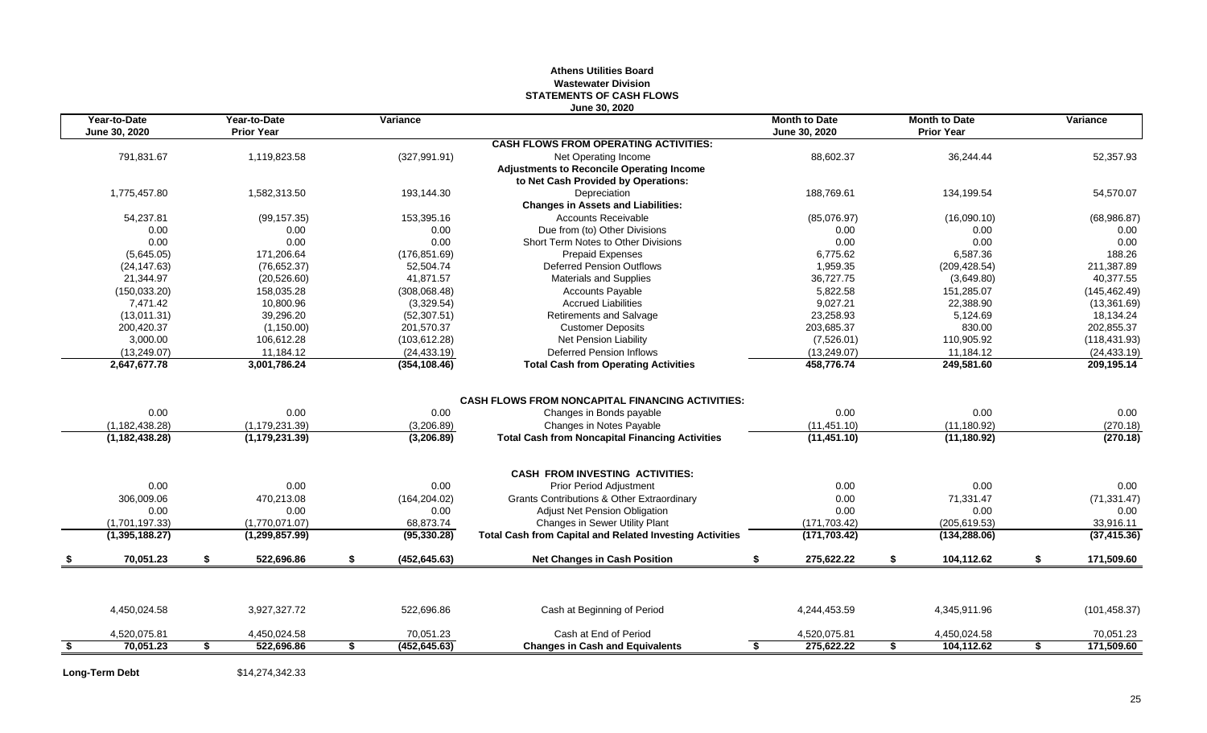# Athens Utilities Board
## Wastewater Division
### STATEMENTS OF CASH FLOWS
#### June 30, 2020

| Year-to-Date June 30, 2020 | Year-to-Date Prior Year | Variance | | Month to Date June 30, 2020 | Month to Date Prior Year | Variance |
|---|---|---|---|---|---|---|
| | | | **CASH FLOWS FROM OPERATING ACTIVITIES:** | | | |
| 791,831.67 | 1,119,823.58 | (327,991.91) | Net Operating Income | 88,602.37 | 36,244.44 | 52,357.93 |
| | | | **Adjustments to Reconcile Operating Income to Net Cash Provided by Operations:** | | | |
| 1,775,457.80 | 1,582,313.50 | 193,144.30 | Depreciation | 188,769.61 | 134,199.54 | 54,570.07 |
| | | | **Changes in Assets and Liabilities:** | | | |
| 54,237.81 | (99,157.35) | 153,395.16 | Accounts Receivable | (85,076.97) | (16,090.10) | (68,986.87) |
| 0.00 | 0.00 | 0.00 | Due from (to) Other Divisions | 0.00 | 0.00 | 0.00 |
| 0.00 | 0.00 | 0.00 | Short Term Notes to Other Divisions | 0.00 | 0.00 | 0.00 |
| (5,645.05) | 171,206.64 | (176,851.69) | Prepaid Expenses | 6,775.62 | 6,587.36 | 188.26 |
| (24,147.63) | (76,652.37) | 52,504.74 | Deferred Pension Outflows | 1,959.35 | (209,428.54) | 211,387.89 |
| 21,344.97 | (20,526.60) | 41,871.57 | Materials and Supplies | 36,727.75 | (3,649.80) | 40,377.55 |
| (150,033.20) | 158,035.28 | (308,068.48) | Accounts Payable | 5,822.58 | 151,285.07 | (145,462.49) |
| 7,471.42 | 10,800.96 | (3,329.54) | Accrued Liabilities | 9,027.21 | 22,388.90 | (13,361.69) |
| (13,011.31) | 39,296.20 | (52,307.51) | Retirements and Salvage | 23,258.93 | 5,124.69 | 18,134.24 |
| 200,420.37 | (1,150.00) | 201,570.37 | Customer Deposits | 203,685.37 | 830.00 | 202,855.37 |
| 3,000.00 | 106,612.28 | (103,612.28) | Net Pension Liability | (7,526.01) | 110,905.92 | (118,431.93) |
| (13,249.07) | 11,184.12 | (24,433.19) | Deferred Pension Inflows | (13,249.07) | 11,184.12 | (24,433.19) |
| **2,647,677.78** | **3,001,786.24** | **(354,108.46)** | **Total Cash from Operating Activities** | **458,776.74** | **249,581.60** | **209,195.14** |
| | | | **CASH FLOWS FROM NONCAPITAL FINANCING ACTIVITIES:** | | | |
| 0.00 | 0.00 | 0.00 | Changes in Bonds payable | 0.00 | 0.00 | 0.00 |
| (1,182,438.28) | (1,179,231.39) | (3,206.89) | Changes in Notes Payable | (11,451.10) | (11,180.92) | (270.18) |
| **(1,182,438.28)** | **(1,179,231.39)** | **(3,206.89)** | **Total Cash from Noncapital Financing Activities** | **(11,451.10)** | **(11,180.92)** | **(270.18)** |
| | | | **CASH FROM INVESTING ACTIVITIES:** | | | |
| 0.00 | 0.00 | 0.00 | Prior Period Adjustment | 0.00 | 0.00 | 0.00 |
| 306,009.06 | 470,213.08 | (164,204.02) | Grants Contributions & Other Extraordinary | 0.00 | 71,331.47 | (71,331.47) |
| 0.00 | 0.00 | 0.00 | Adjust Net Pension Obligation | 0.00 | 0.00 | 0.00 |
| (1,701,197.33) | (1,770,071.07) | 68,873.74 | Changes in Sewer Utility Plant | (171,703.42) | (205,619.53) | 33,916.11 |
| **(1,395,188.27)** | **(1,299,857.99)** | **(95,330.28)** | **Total Cash from Capital and Related Investing Activities** | **(171,703.42)** | **(134,288.06)** | **(37,415.36)** |
| **$ 70,051.23** | **$ 522,696.86** | **$ (452,645.63)** | **Net Changes in Cash Position** | **$ 275,622.22** | **$ 104,112.62** | **$ 171,509.60** |
| 4,450,024.58 | 3,927,327.72 | 522,696.86 | Cash at Beginning of Period | 4,244,453.59 | 4,345,911.96 | (101,458.37) |
| 4,520,075.81 | 4,450,024.58 | 70,051.23 | Cash at End of Period | 4,520,075.81 | 4,450,024.58 | 70,051.23 |
| **$ 70,051.23** | **$ 522,696.86** | **$ (452,645.63)** | **Changes in Cash and Equivalents** | **$ 275,622.22** | **$ 104,112.62** | **$ 171,509.60** |

**Long-Term Debt** $14,274,342.33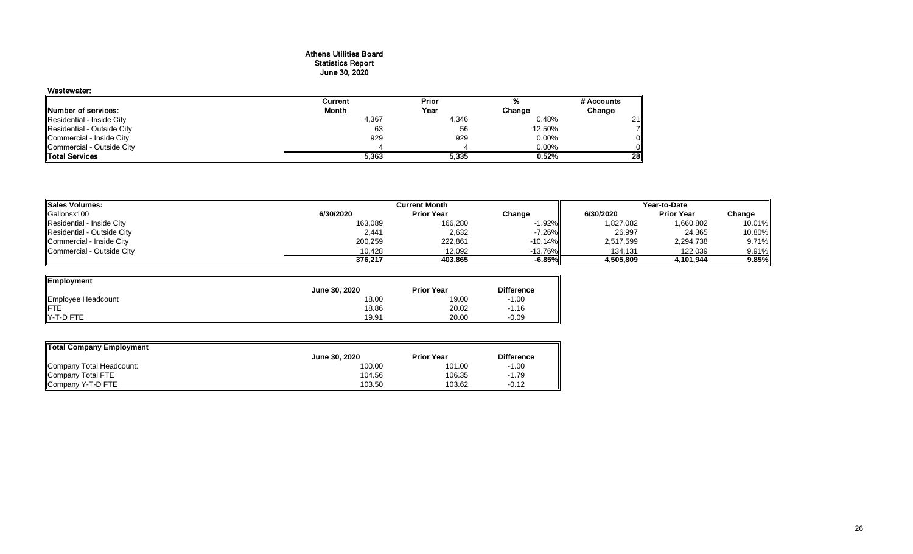# Athens Utilities Board
## Statistics Report
## June 30, 2020

**Wastewater:**

| Number of services: | Current Month | Prior Year | % Change | # Accounts Change |
|---|---|---|---|---|
| Residential - Inside City | 4,367 | 4,346 | 0.48% | 21 |
| Residential - Outside City | 63 | 56 | 12.50% | 7 |
| Commercial - Inside City | 929 | 929 | 0.00% | 0 |
| Commercial - Outside City | 4 | 4 | 0.00% | 0 |
| **Total Services** | **5,363** | **5,335** | **0.52%** | **28** |

| Sales Volumes: | Current Month | | | Year-to-Date | | |
|---|---|---|---|---|---|---|
| Gallonsx100 | 6/30/2020 | Prior Year | Change | 6/30/2020 | Prior Year | Change |
| Residential - Inside City | 163,089 | 166,280 | -1.92% | 1,827,082 | 1,660,802 | 10.01% |
| Residential - Outside City | 2,441 | 2,632 | -7.26% | 26,997 | 24,365 | 10.80% |
| Commercial - Inside City | 200,259 | 222,861 | -10.14% | 2,517,599 | 2,294,738 | 9.71% |
| Commercial - Outside City | 10,428 | 12,092 | -13.76% | 134,131 | 122,039 | 9.91% |
| | **376,217** | **403,865** | **-6.85%** | **4,505,809** | **4,101,944** | **9.85%** |

| Employment | June 30, 2020 | Prior Year | Difference |
|---|---|---|---|
| Employee Headcount | 18.00 | 19.00 | -1.00 |
| FTE | 18.86 | 20.02 | -1.16 |
| Y-T-D FTE | 19.91 | 20.00 | -0.09 |

| Total Company Employment | June 30, 2020 | Prior Year | Difference |
|---|---|---|---|
| Company Total Headcount: | 100.00 | 101.00 | -1.00 |
| Company Total FTE | 104.56 | 106.35 | -1.79 |
| Company Y-T-D FTE | 103.50 | 103.62 | -0.12 |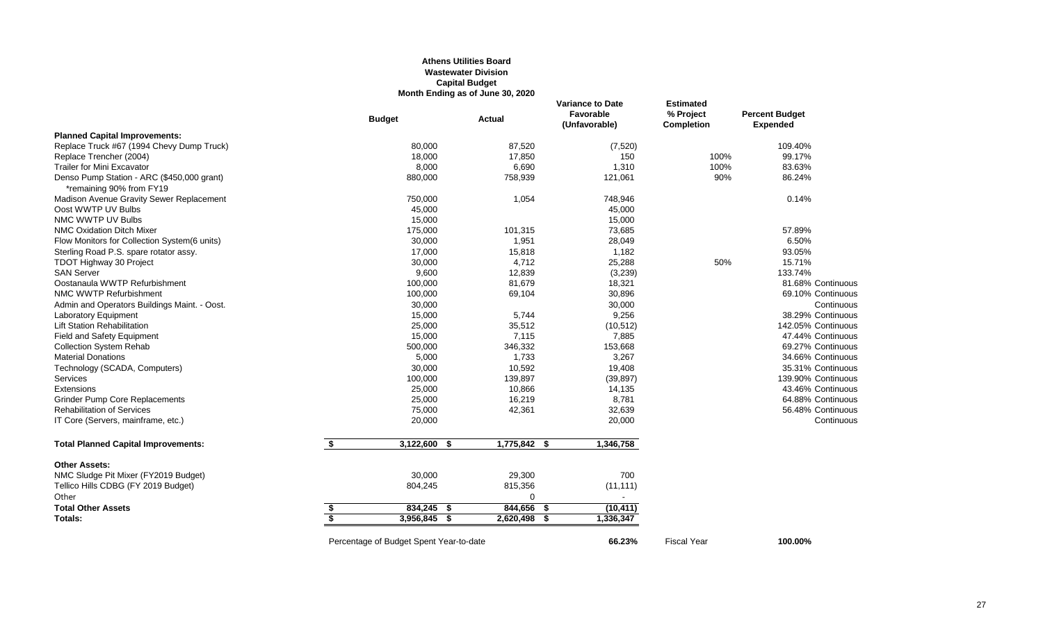# Athens Utilities Board
## Wastewater Division
### Capital Budget
### Month Ending as of June 30, 2020

| | Budget | Actual | Variance to Date Favorable (Unfavorable) | Estimated % Project Completion | Percent Budget Expended | |
|---|---|---|---|---|---|---|
| **Planned Capital Improvements:** | | | | | | |
| Replace Truck #67 (1994 Chevy Dump Truck) | 80,000 | 87,520 | (7,520) | | 109.40% | |
| Replace Trencher (2004) | 18,000 | 17,850 | 150 | 100% | 99.17% | |
| Trailer for Mini Excavator | 8,000 | 6,690 | 1,310 | 100% | 83.63% | |
| Denso Pump Station - ARC ($450,000 grant) *remaining 90% from FY19 | 880,000 | 758,939 | 121,061 | 90% | 86.24% | |
| Madison Avenue Gravity Sewer Replacement | 750,000 | 1,054 | 748,946 | | 0.14% | |
| Oost WWTP UV Bulbs | 45,000 | | 45,000 | | | |
| NMC WWTP UV Bulbs | 15,000 | | 15,000 | | | |
| NMC Oxidation Ditch Mixer | 175,000 | 101,315 | 73,685 | | 57.89% | |
| Flow Monitors for Collection System(6 units) | 30,000 | 1,951 | 28,049 | | 6.50% | |
| Sterling Road P.S. spare rotator assy. | 17,000 | 15,818 | 1,182 | | 93.05% | |
| TDOT Highway 30 Project | 30,000 | 4,712 | 25,288 | 50% | 15.71% | |
| SAN Server | 9,600 | 12,839 | (3,239) | | 133.74% | |
| Oostanaula WWTP Refurbishment | 100,000 | 81,679 | 18,321 | | 81.68% | Continuous |
| NMC WWTP Refurbishment | 100,000 | 69,104 | 30,896 | | 69.10% | Continuous |
| Admin and Operators Buildings Maint. - Oost. | 30,000 | | 30,000 | | | Continuous |
| Laboratory Equipment | 15,000 | 5,744 | 9,256 | | 38.29% | Continuous |
| Lift Station Rehabilitation | 25,000 | 35,512 | (10,512) | | 142.05% | Continuous |
| Field and Safety Equipment | 15,000 | 7,115 | 7,885 | | 47.44% | Continuous |
| Collection System Rehab | 500,000 | 346,332 | 153,668 | | 69.27% | Continuous |
| Material Donations | 5,000 | 1,733 | 3,267 | | 34.66% | Continuous |
| Technology (SCADA, Computers) | 30,000 | 10,592 | 19,408 | | 35.31% | Continuous |
| Services | 100,000 | 139,897 | (39,897) | | 139.90% | Continuous |
| Extensions | 25,000 | 10,866 | 14,135 | | 43.46% | Continuous |
| Grinder Pump Core Replacements | 25,000 | 16,219 | 8,781 | | 64.88% | Continuous |
| Rehabilitation of Services | 75,000 | 42,361 | 32,639 | | 56.48% | Continuous |
| IT Core (Servers, mainframe, etc.) | 20,000 | | 20,000 | | | Continuous |
| **Total Planned Capital Improvements:** | **$ 3,122,600** | **$ 1,775,842** | **$ 1,346,758** | | | |
| **Other Assets:** | | | | | | |
| NMC Sludge Pit Mixer (FY2019 Budget) | 30,000 | 29,300 | 700 | | | |
| Tellico Hills CDBG (FY 2019 Budget) | 804,245 | 815,356 | (11,111) | | | |
| Other | | 0 | - | | | |
| **Total Other Assets** | **$ 834,245** | **$ 844,656** | **$ (10,411)** | | | |
| **Totals:** | **$ 3,956,845** | **$ 2,620,498** | **$ 1,336,347** | | | |

Percentage of Budget Spent Year-to-date **66.23%** Fiscal Year **100.00%**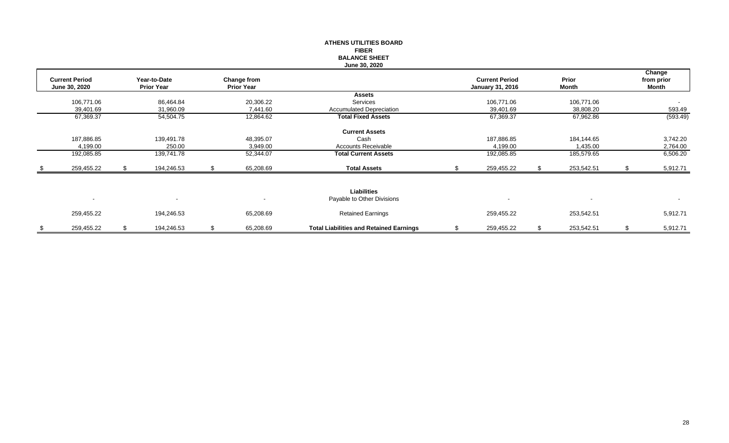**ATHENS UTILITIES BOARD**
**FIBER**
**BALANCE SHEET**
**June 30, 2020**

| Current Period June 30, 2020 | Year-to-Date Prior Year | Change from Prior Year | | Current Period January 31, 2016 | Prior Month | Change from prior Month |
|---|---|---|---|---|---|---|
| | | | **Assets** | | | |
| 106,771.06 | 86,464.84 | 20,306.22 | Services | 106,771.06 | 106,771.06 | - |
| 39,401.69 | 31,960.09 | 7,441.60 | Accumulated Depreciation | 39,401.69 | 38,808.20 | 593.49 |
| 67,369.37 | 54,504.75 | 12,864.62 | **Total Fixed Assets** | 67,369.37 | 67,962.86 | (593.49) |
| | | | **Current Assets** | | | |
| 187,886.85 | 139,491.78 | 48,395.07 | Cash | 187,886.85 | 184,144.65 | 3,742.20 |
| 4,199.00 | 250.00 | 3,949.00 | Accounts Receivable | 4,199.00 | 1,435.00 | 2,764.00 |
| 192,085.85 | 139,741.78 | 52,344.07 | **Total Current Assets** | 192,085.85 | 185,579.65 | 6,506.20 |
| $ 259,455.22 | $ 194,246.53 | $ 65,208.69 | **Total Assets** | $ 259,455.22 | $ 253,542.51 | $ 5,912.71 |
| | | | **Liabilities** | | | |
| - | - | - | Payable to Other Divisions | - | - | - |
| 259,455.22 | 194,246.53 | 65,208.69 | Retained Earnings | 259,455.22 | 253,542.51 | 5,912.71 |
| $ 259,455.22 | $ 194,246.53 | $ 65,208.69 | **Total Liabilities and Retained Earnings** | $ 259,455.22 | $ 253,542.51 | $ 5,912.71 |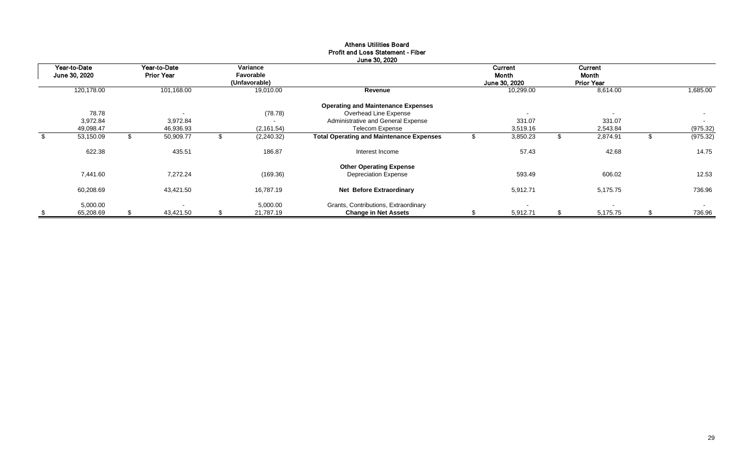# Athens Utilities Board
## Profit and Loss Statement - Fiber
### June 30, 2020

| Year-to-Date June 30, 2020 | Year-to-Date Prior Year | Variance Favorable (Unfavorable) | | Current Month June 30, 2020 | Current Month Prior Year | |
|---|---|---|---|---|---|---|
| 120,178.00 | 101,168.00 | 19,010.00 | **Revenue** | 10,299.00 | 8,614.00 | 1,685.00 |
| | | | **Operating and Maintenance Expenses** | | | |
| 78.78 | - | (78.78) | Overhead Line Expense | - | - | - |
| 3,972.84 | 3,972.84 | - | Administrative and General Expense | 331.07 | 331.07 | - |
| 49,098.47 | 46,936.93 | (2,161.54) | Telecom Expense | 3,519.16 | 2,543.84 | (975.32) |
| $ 53,150.09 | $ 50,909.77 | $ (2,240.32) | **Total Operating and Maintenance Expenses** | $ 3,850.23 | $ 2,874.91 | $ (975.32) |
| 622.38 | 435.51 | 186.87 | Interest Income | 57.43 | 42.68 | 14.75 |
| | | | **Other Operating Expense** | | | |
| 7,441.60 | 7,272.24 | (169.36) | Depreciation Expense | 593.49 | 606.02 | 12.53 |
| 60,208.69 | 43,421.50 | 16,787.19 | **Net Before Extraordinary** | 5,912.71 | 5,175.75 | 736.96 |
| 5,000.00 | - | 5,000.00 | Grants, Contributions, Extraordinary | - | - | - |
| $ 65,208.69 | $ 43,421.50 | $ 21,787.19 | **Change in Net Assets** | $ 5,912.71 | $ 5,175.75 | $ 736.96 |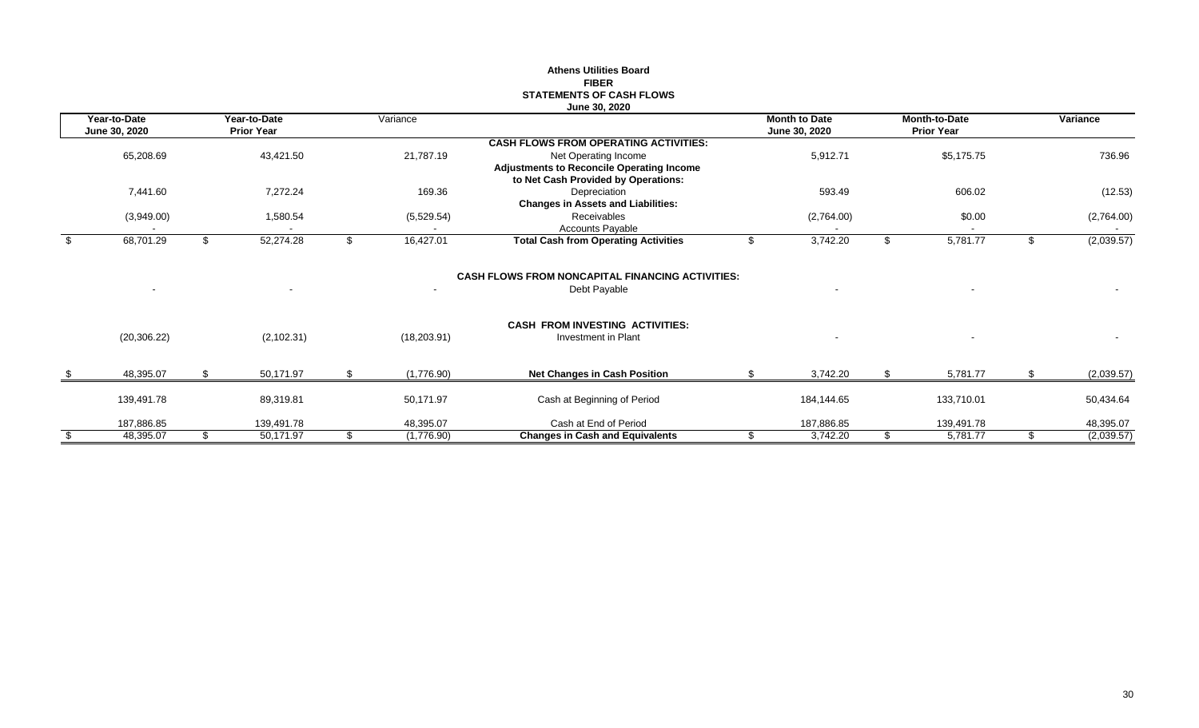**Athens Utilities Board**
**FIBER**
**STATEMENTS OF CASH FLOWS**
**June 30, 2020**

| Year-to-Date June 30, 2020 | Year-to-Date Prior Year | Variance | | Month to Date June 30, 2020 | Month-to-Date Prior Year | Variance |
|---|---|---|---|---|---|---|
| | | | **CASH FLOWS FROM OPERATING ACTIVITIES:** | | | |
| 65,208.69 | 43,421.50 | 21,787.19 | Net Operating Income | 5,912.71 | $5,175.75 | 736.96 |
| | | | **Adjustments to Reconcile Operating Income** | | | |
| | | | **to Net Cash Provided by Operations:** | | | |
| 7,441.60 | 7,272.24 | 169.36 | Depreciation | 593.49 | 606.02 | (12.53) |
| | | | **Changes in Assets and Liabilities:** | | | |
| (3,949.00) | 1,580.54 | (5,529.54) | Receivables | (2,764.00) | $0.00 | (2,764.00) |
| - | - | - | Accounts Payable | - | - | - |
| $ 68,701.29 | $ 52,274.28 | $ 16,427.01 | **Total Cash from Operating Activities** | $ 3,742.20 | $ 5,781.77 | $ (2,039.57) |
| | | | **CASH FLOWS FROM NONCAPITAL FINANCING ACTIVITIES:** | | | |
| - | - | - | Debt Payable | - | - | - |
| | | | **CASH FROM INVESTING ACTIVITIES:** | | | |
| (20,306.22) | (2,102.31) | (18,203.91) | Investment in Plant | - | - | - |
| $ 48,395.07 | $ 50,171.97 | $ (1,776.90) | **Net Changes in Cash Position** | $ 3,742.20 | $ 5,781.77 | $ (2,039.57) |
| 139,491.78 | 89,319.81 | 50,171.97 | Cash at Beginning of Period | 184,144.65 | 133,710.01 | 50,434.64 |
| 187,886.85 | 139,491.78 | 48,395.07 | Cash at End of Period | 187,886.85 | 139,491.78 | 48,395.07 |
| $ 48,395.07 | $ 50,171.97 | $ (1,776.90) | **Changes in Cash and Equivalents** | $ 3,742.20 | $ 5,781.77 | $ (2,039.57) |